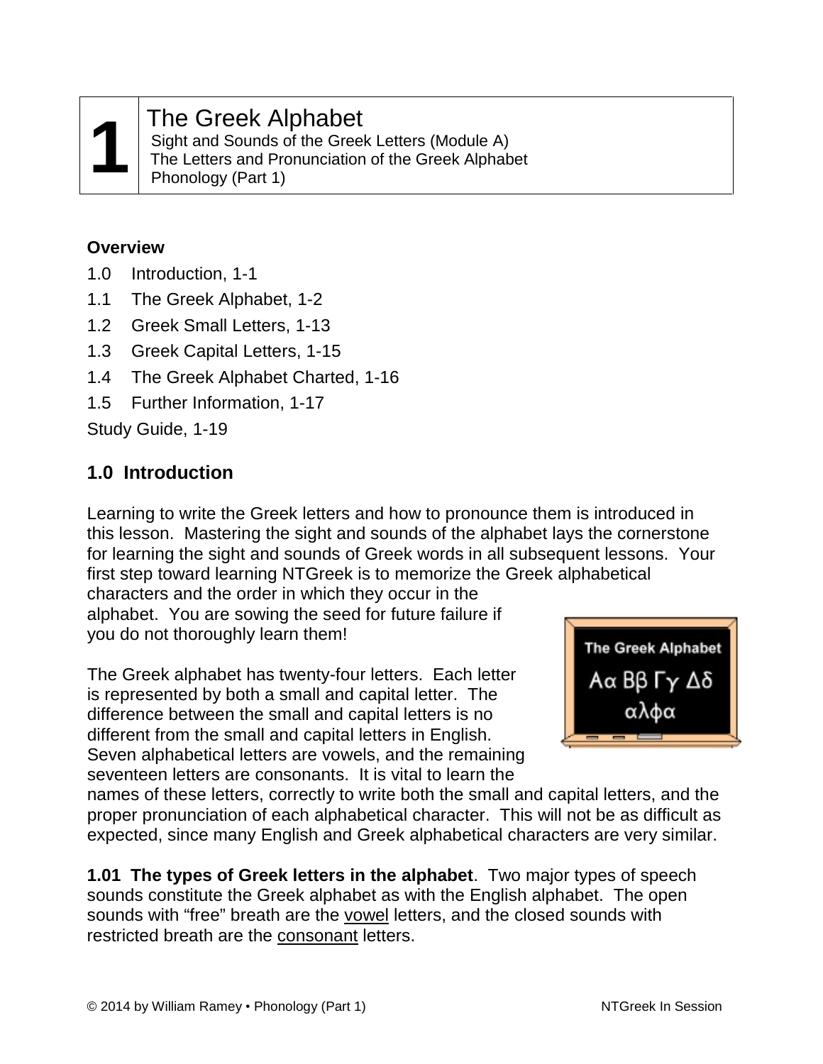# 1 The Greek Alphabet

Sight and Sounds of the Greek Letters (Module A)
The Letters and Pronunciation of the Greek Alphabet
Phonology (Part 1)

**Overview**

1.0 Introduction, 1-1
1.1 The Greek Alphabet, 1-2
1.2 Greek Small Letters, 1-13
1.3 Greek Capital Letters, 1-15
1.4 The Greek Alphabet Charted, 1-16
1.5 Further Information, 1-17
Study Guide, 1-19

## 1.0 Introduction

Learning to write the Greek letters and how to pronounce them is introduced in this lesson. Mastering the sight and sounds of the alphabet lays the cornerstone for learning the sight and sounds of Greek words in all subsequent lessons. Your first step toward learning NTGreek is to memorize the Greek alphabetical characters and the order in which they occur in the alphabet. You are sowing the seed for future failure if you do not thoroughly learn them!

The Greek Alphabet
Αα Ββ Γγ Δδ
αλφα

The Greek alphabet has twenty-four letters. Each letter is represented by both a small and capital letter. The difference between the small and capital letters is no different from the small and capital letters in English. Seven alphabetical letters are vowels, and the remaining seventeen letters are consonants. It is vital to learn the names of these letters, correctly to write both the small and capital letters, and the proper pronunciation of each alphabetical character. This will not be as difficult as expected, since many English and Greek alphabetical characters are very similar.

**1.01 The types of Greek letters in the alphabet**. Two major types of speech sounds constitute the Greek alphabet as with the English alphabet. The open sounds with "free" breath are the <u>vowel</u> letters, and the closed sounds with restricted breath are the <u>consonant</u> letters.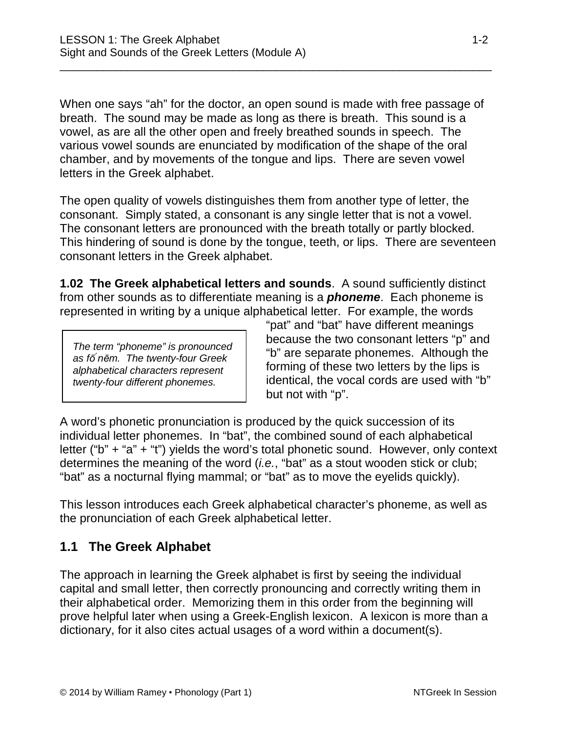When one says "ah" for the doctor, an open sound is made with free passage of breath. The sound may be made as long as there is breath. This sound is a vowel, as are all the other open and freely breathed sounds in speech. The various vowel sounds are enunciated by modification of the shape of the oral chamber, and by movements of the tongue and lips. There are seven vowel letters in the Greek alphabet.

The open quality of vowels distinguishes them from another type of letter, the consonant. Simply stated, a consonant is any single letter that is not a vowel. The consonant letters are pronounced with the breath totally or partly blocked. This hindering of sound is done by the tongue, teeth, or lips. There are seventeen consonant letters in the Greek alphabet.

**1.02 The Greek alphabetical letters and sounds**. A sound sufficiently distinct from other sounds as to differentiate meaning is a ***phoneme***. Each phoneme is represented in writing by a unique alphabetical letter. For example, the words "pat" and "bat" have different meanings because the two consonant letters "p" and "b" are separate phonemes. Although the forming of these two letters by the lips is identical, the vocal cords are used with "b" but not with "p".

> *The term "phoneme" is pronounced as fṓ nēm. The twenty-four Greek alphabetical characters represent twenty-four different phonemes.*

A word's phonetic pronunciation is produced by the quick succession of its individual letter phonemes. In "bat", the combined sound of each alphabetical letter ("b" + "a" + "t") yields the word's total phonetic sound. However, only context determines the meaning of the word (*i.e.*, "bat" as a stout wooden stick or club; "bat" as a nocturnal flying mammal; or "bat" as to move the eyelids quickly).

This lesson introduces each Greek alphabetical character's phoneme, as well as the pronunciation of each Greek alphabetical letter.

## 1.1 The Greek Alphabet

The approach in learning the Greek alphabet is first by seeing the individual capital and small letter, then correctly pronouncing and correctly writing them in their alphabetical order. Memorizing them in this order from the beginning will prove helpful later when using a Greek-English lexicon. A lexicon is more than a dictionary, for it also cites actual usages of a word within a document(s).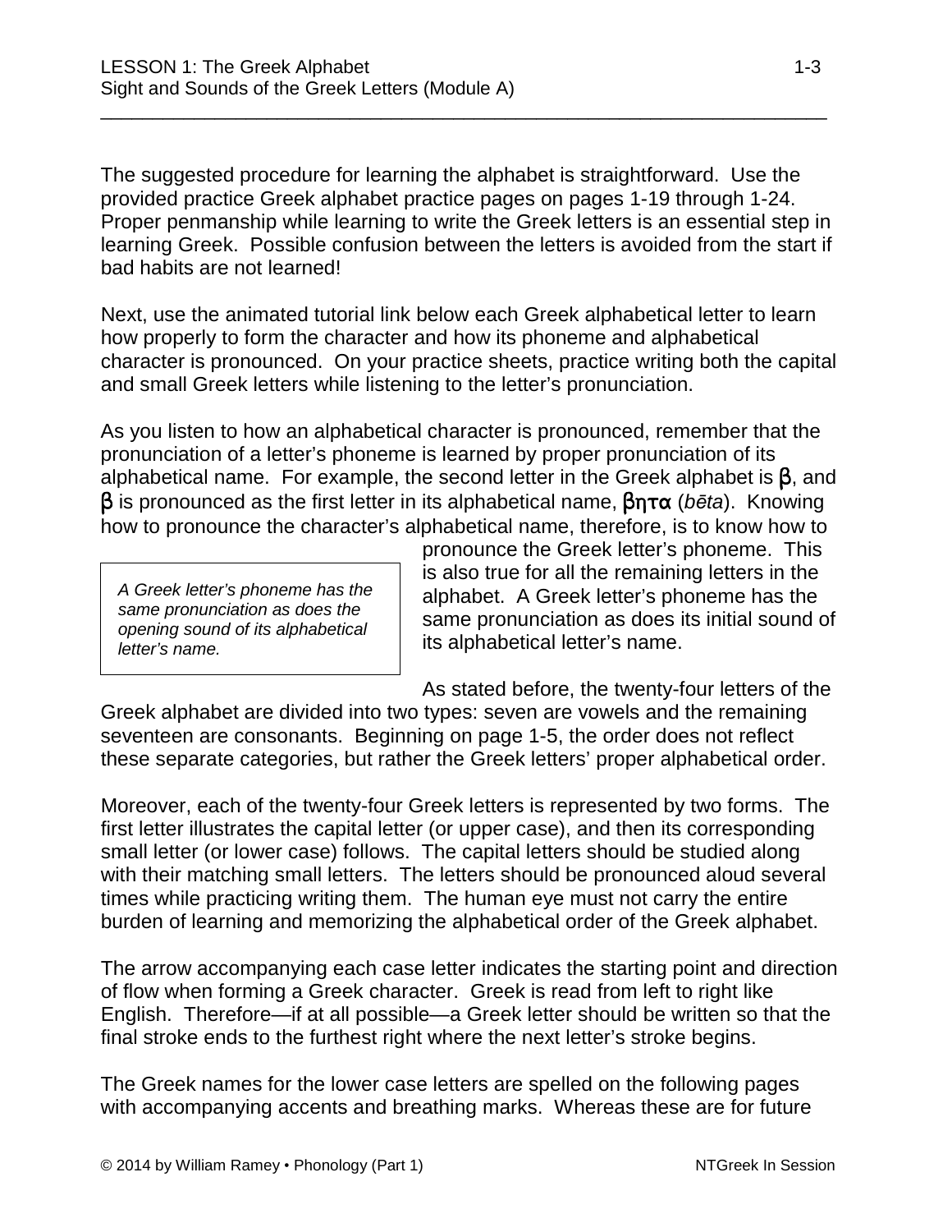The suggested procedure for learning the alphabet is straightforward. Use the provided practice Greek alphabet practice pages on pages 1-19 through 1-24. Proper penmanship while learning to write the Greek letters is an essential step in learning Greek. Possible confusion between the letters is avoided from the start if bad habits are not learned!

Next, use the animated tutorial link below each Greek alphabetical letter to learn how properly to form the character and how its phoneme and alphabetical character is pronounced. On your practice sheets, practice writing both the capital and small Greek letters while listening to the letter's pronunciation.

As you listen to how an alphabetical character is pronounced, remember that the pronunciation of a letter's phoneme is learned by proper pronunciation of its alphabetical name. For example, the second letter in the Greek alphabet is β, and β is pronounced as the first letter in its alphabetical name, βητα (*bēta*). Knowing how to pronounce the character's alphabetical name, therefore, is to know how to pronounce the Greek letter's phoneme. This is also true for all the remaining letters in the alphabet. A Greek letter's phoneme has the same pronunciation as does its initial sound of its alphabetical letter's name.

> *A Greek letter's phoneme has the same pronunciation as does the opening sound of its alphabetical letter's name.*

As stated before, the twenty-four letters of the Greek alphabet are divided into two types: seven are vowels and the remaining seventeen are consonants. Beginning on page 1-5, the order does not reflect these separate categories, but rather the Greek letters' proper alphabetical order.

Moreover, each of the twenty-four Greek letters is represented by two forms. The first letter illustrates the capital letter (or upper case), and then its corresponding small letter (or lower case) follows. The capital letters should be studied along with their matching small letters. The letters should be pronounced aloud several times while practicing writing them. The human eye must not carry the entire burden of learning and memorizing the alphabetical order of the Greek alphabet.

The arrow accompanying each case letter indicates the starting point and direction of flow when forming a Greek character. Greek is read from left to right like English. Therefore—if at all possible—a Greek letter should be written so that the final stroke ends to the furthest right where the next letter's stroke begins.

The Greek names for the lower case letters are spelled on the following pages with accompanying accents and breathing marks. Whereas these are for future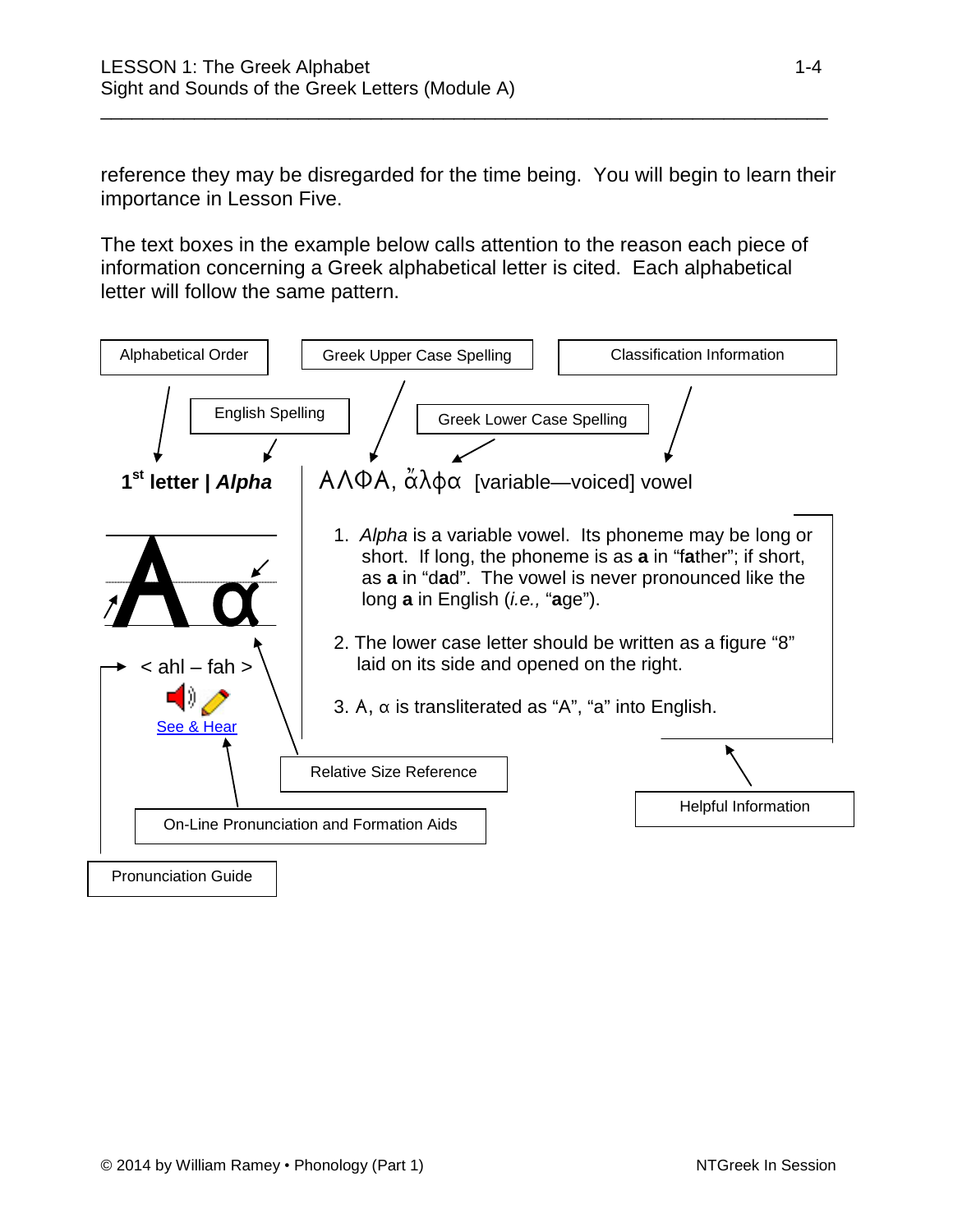reference they may be disregarded for the time being. You will begin to learn their importance in Lesson Five.

The text boxes in the example below calls attention to the reason each piece of information concerning a Greek alphabetical letter is cited. Each alphabetical letter will follow the same pattern.

Alphabetical Order | Greek Upper Case Spelling | Classification Information

English Spelling | Greek Lower Case Spelling

**1st letter | *Alpha*** ΑΛΦΑ, ἄλφα [variable—voiced] vowel

**A α**

< ahl – fah >

See & Hear

1. *Alpha* is a variable vowel. Its phoneme may be long or short. If long, the phoneme is as **a** in "f**a**ther"; if short, as **a** in "d**a**d". The vowel is never pronounced like the long **a** in English (*i.e.,* "**a**ge").

2. The lower case letter should be written as a figure "8" laid on its side and opened on the right.

3. Α, α is transliterated as "A", "a" into English.

Relative Size Reference

Helpful Information

On-Line Pronunciation and Formation Aids

Pronunciation Guide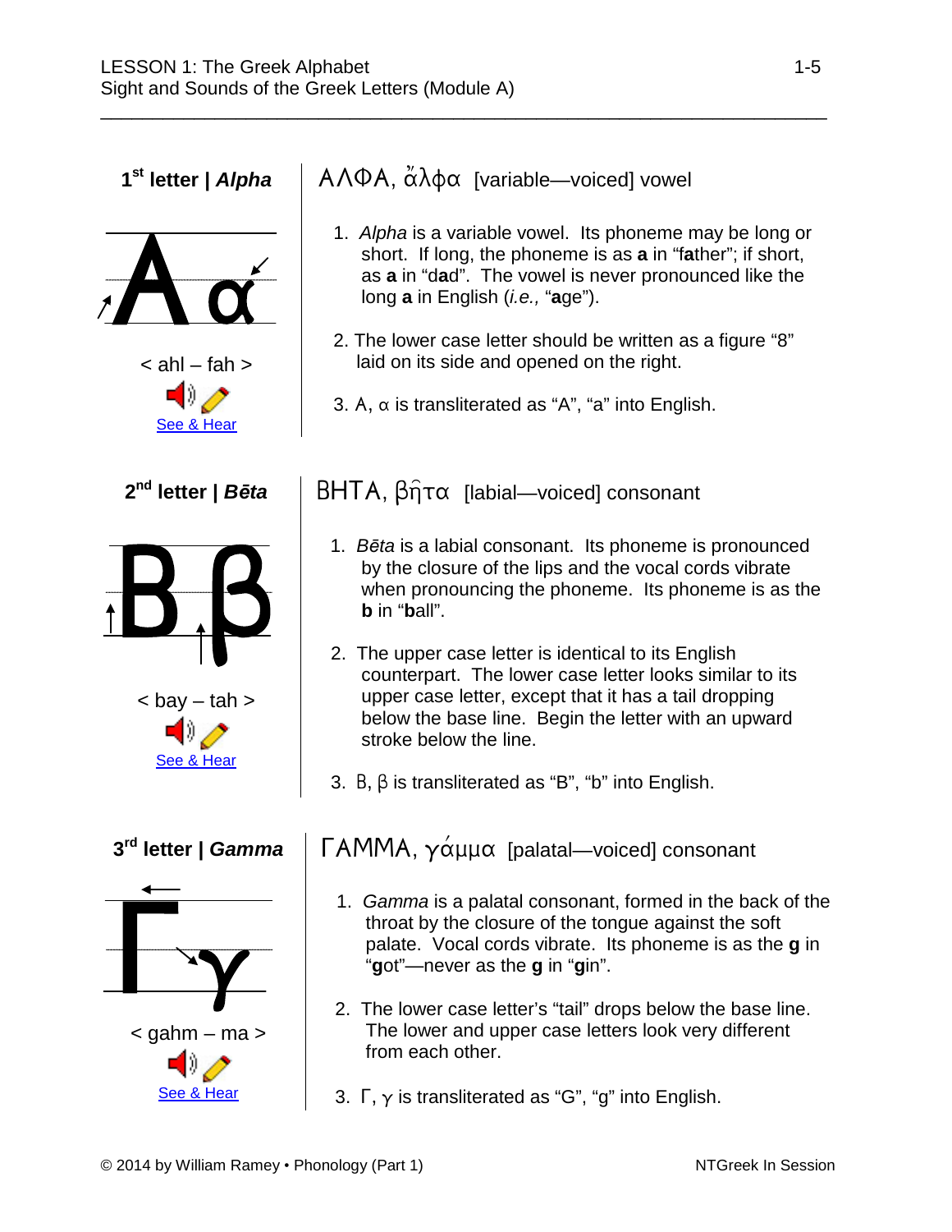### 1st letter | *Alpha*

A α

< ahl – fah >

See & Hear

### ΑΛΦΑ, ἄλφα [variable—voiced] vowel

1. *Alpha* is a variable vowel. Its phoneme may be long or short. If long, the phoneme is as **a** in "f**a**ther"; if short, as **a** in "d**a**d". The vowel is never pronounced like the long **a** in English (*i.e.,* "**a**ge").
2. The lower case letter should be written as a figure "8" laid on its side and opened on the right.
3. Α, α is transliterated as "A", "a" into English.

### 2nd letter | *Bēta*

Β β

< bay – tah >

See & Hear

### ΒΗΤΑ, βῆτα [labial—voiced] consonant

1. *Bēta* is a labial consonant. Its phoneme is pronounced by the closure of the lips and the vocal cords vibrate when pronouncing the phoneme. Its phoneme is as the **b** in "**b**all".
2. The upper case letter is identical to its English counterpart. The lower case letter looks similar to its upper case letter, except that it has a tail dropping below the base line. Begin the letter with an upward stroke below the line.
3. Β, β is transliterated as "B", "b" into English.

### 3rd letter | *Gamma*

Γ γ

< gahm – ma >

See & Hear

### ΓΑΜΜΑ, γάμμα [palatal—voiced] consonant

1. *Gamma* is a palatal consonant, formed in the back of the throat by the closure of the tongue against the soft palate. Vocal cords vibrate. Its phoneme is as the **g** in "**g**ot"—never as the **g** in "**g**in".
2. The lower case letter's "tail" drops below the base line. The lower and upper case letters look very different from each other.
3. Γ, γ is transliterated as "G", "g" into English.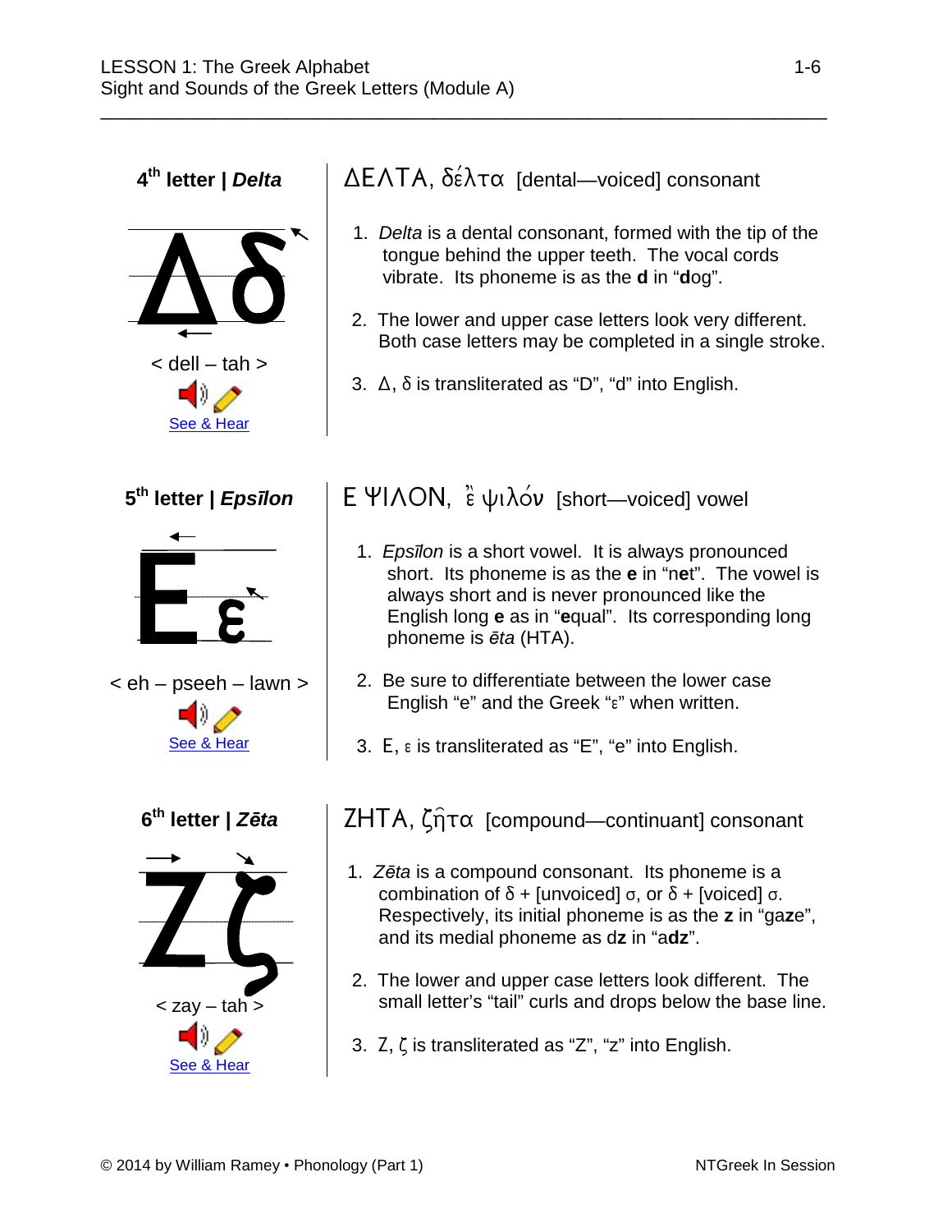## 4th letter | *Delta*

Δ δ

< dell – tah >

See & Hear

### ΔΕΛΤΑ, δέλτα [dental—voiced] consonant

1. *Delta* is a dental consonant, formed with the tip of the tongue behind the upper teeth. The vocal cords vibrate. Its phoneme is as the **d** in "**d**og".
2. The lower and upper case letters look very different. Both case letters may be completed in a single stroke.
3. Δ, δ is transliterated as "D", "d" into English.

## 5th letter | *Epsīlon*

Ε ε

< eh – pseeh – lawn >

See & Hear

### Ε ΨΙΛΟΝ, ἒ ψιλόν [short—voiced] vowel

1. *Epsīlon* is a short vowel. It is always pronounced short. Its phoneme is as the **e** in "n**e**t". The vowel is always short and is never pronounced like the English long **e** as in "**e**qual". Its corresponding long phoneme is *ēta* (HTA).
2. Be sure to differentiate between the lower case English "e" and the Greek "ε" when written.
3. Ε, ε is transliterated as "E", "e" into English.

## 6th letter | *Zēta*

Ζ ζ

< zay – tah >

See & Hear

### ΖΗΤΑ, ζῆτα [compound—continuant] consonant

1. *Zēta* is a compound consonant. Its phoneme is a combination of δ + [unvoiced] σ, or δ + [voiced] σ. Respectively, its initial phoneme is as the **z** in "ga**z**e", and its medial phoneme as d**z** in "a**dz**".
2. The lower and upper case letters look different. The small letter's "tail" curls and drops below the base line.
3. Ζ, ζ is transliterated as "Z", "z" into English.

© 2014 by William Ramey • Phonology (Part 1)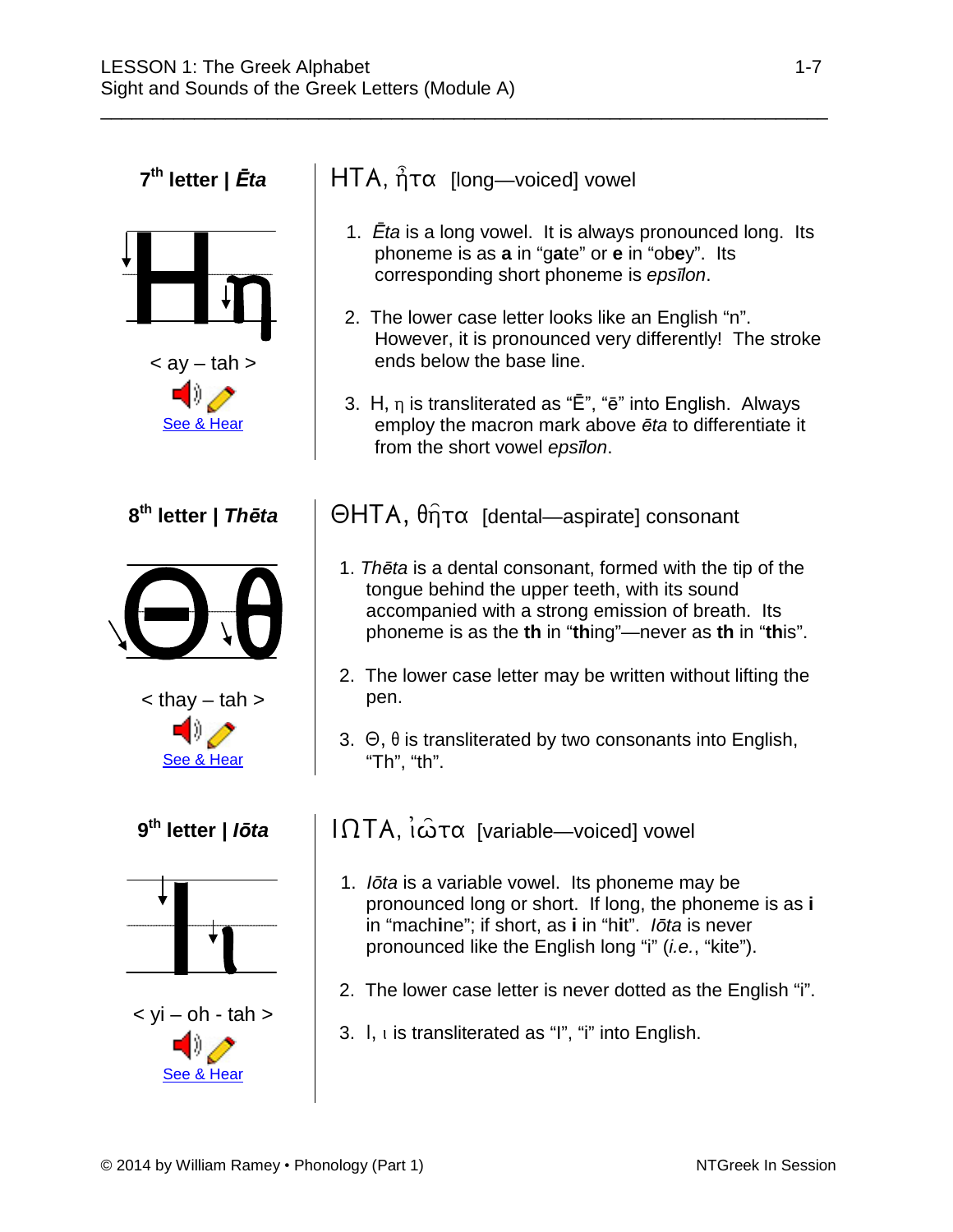**7th letter | *Ēta***

< ay – tah >

See & Hear

## HTA, ἦτα [long—voiced] vowel

1. *Ēta* is a long vowel. It is always pronounced long. Its phoneme is as **a** in "g**a**te" or **e** in "ob**e**y". Its corresponding short phoneme is *epsīlon*.

2. The lower case letter looks like an English "n". However, it is pronounced very differently! The stroke ends below the base line.

3. H, η is transliterated as "Ē", "ē" into English. Always employ the macron mark above *ēta* to differentiate it from the short vowel *epsīlon*.

**8th letter | *Thēta***

< thay – tah >

See & Hear

## ΘHTA, θῆτα [dental—aspirate] consonant

1. *Thēta* is a dental consonant, formed with the tip of the tongue behind the upper teeth, with its sound accompanied with a strong emission of breath. Its phoneme is as the **th** in "**th**ing"—never as **th** in "**th**is".

2. The lower case letter may be written without lifting the pen.

3. Θ, θ is transliterated by two consonants into English, "Th", "th".

**9th letter | *Iōta***

< yi – oh - tah >

See & Hear

## IΩTA, ἰῶτα [variable—voiced] vowel

1. *Iōta* is a variable vowel. Its phoneme may be pronounced long or short. If long, the phoneme is as **i** in "mach**i**ne"; if short, as **i** in "h**i**t". *Iōta* is never pronounced like the English long "i" (*i.e.*, "kite").

2. The lower case letter is never dotted as the English "i".

3. I, ι is transliterated as "I", "i" into English.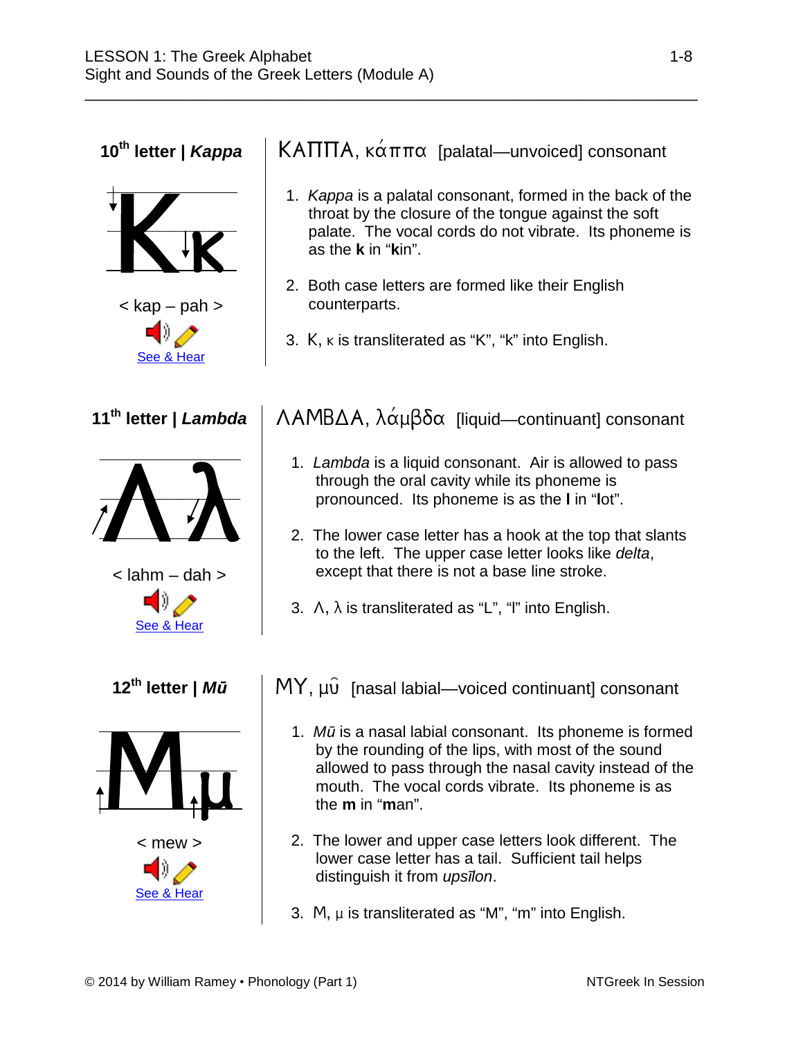## 10th letter | *Kappa*

< kap – pah >

See & Hear

### ΚΑΠΠΑ, κάππα [palatal—unvoiced] consonant

1. *Kappa* is a palatal consonant, formed in the back of the throat by the closure of the tongue against the soft palate. The vocal cords do not vibrate. Its phoneme is as the **k** in "**k**in".
2. Both case letters are formed like their English counterparts.
3. Κ, κ is transliterated as "K", "k" into English.

## 11th letter | *Lambda*

< lahm – dah >

See & Hear

### ΛΑΜΒΔΑ, λάμβδα [liquid—continuant] consonant

1. *Lambda* is a liquid consonant. Air is allowed to pass through the oral cavity while its phoneme is pronounced. Its phoneme is as the **l** in "**l**ot".
2. The lower case letter has a hook at the top that slants to the left. The upper case letter looks like *delta*, except that there is not a base line stroke.
3. Λ, λ is transliterated as "L", "l" into English.

## 12th letter | *Mū*

< mew >

See & Hear

### ΜΥ, μῦ [nasal labial—voiced continuant] consonant

1. *Mū* is a nasal labial consonant. Its phoneme is formed by the rounding of the lips, with most of the sound allowed to pass through the nasal cavity instead of the mouth. The vocal cords vibrate. Its phoneme is as the **m** in "**m**an".
2. The lower and upper case letters look different. The lower case letter has a tail. Sufficient tail helps distinguish it from *upsīlon*.
3. Μ, μ is transliterated as "M", "m" into English.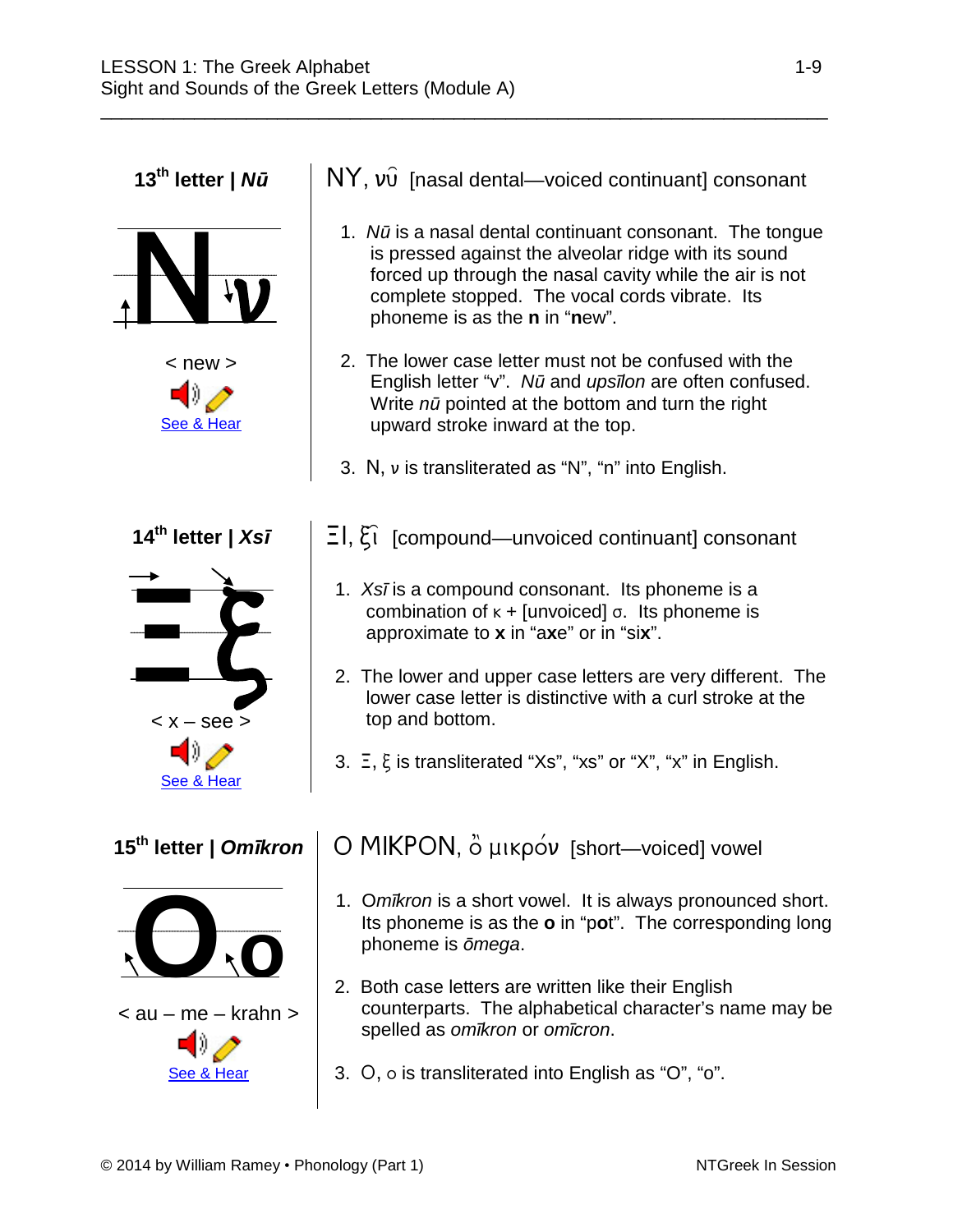## 13th letter | *Nū*

**N ν**

< new >

See & Hear

NY, νῦ [nasal dental—voiced continuant] consonant

1. *Nū* is a nasal dental continuant consonant. The tongue is pressed against the alveolar ridge with its sound forced up through the nasal cavity while the air is not complete stopped. The vocal cords vibrate. Its phoneme is as the **n** in "**n**ew".

2. The lower case letter must not be confused with the English letter "v". *Nū* and *upsīlon* are often confused. Write *nū* pointed at the bottom and turn the right upward stroke inward at the top.

3. N, ν is transliterated as "N", "n" into English.

## 14th letter | *Xsī*

**Ξ ξ**

< x – see >

See & Hear

ΞΙ, ξῖ [compound—unvoiced continuant] consonant

1. *Xsī* is a compound consonant. Its phoneme is a combination of κ + [unvoiced] σ. Its phoneme is approximate to **x** in "a**x**e" or in "si**x**".

2. The lower and upper case letters are very different. The lower case letter is distinctive with a curl stroke at the top and bottom.

3. Ξ, ξ is transliterated "Xs", "xs" or "X", "x" in English.

## 15th letter | *Omīkron*

**O o**

< au – me – krahn >

See & Hear

O MIKPON, ὂ μικρόν [short—voiced] vowel

1. *Omīkron* is a short vowel. It is always pronounced short. Its phoneme is as the **o** in "p**o**t". The corresponding long phoneme is *ōmega*.

2. Both case letters are written like their English counterparts. The alphabetical character's name may be spelled as *omīkron* or *omīcron*.

3. O, ο is transliterated into English as "O", "o".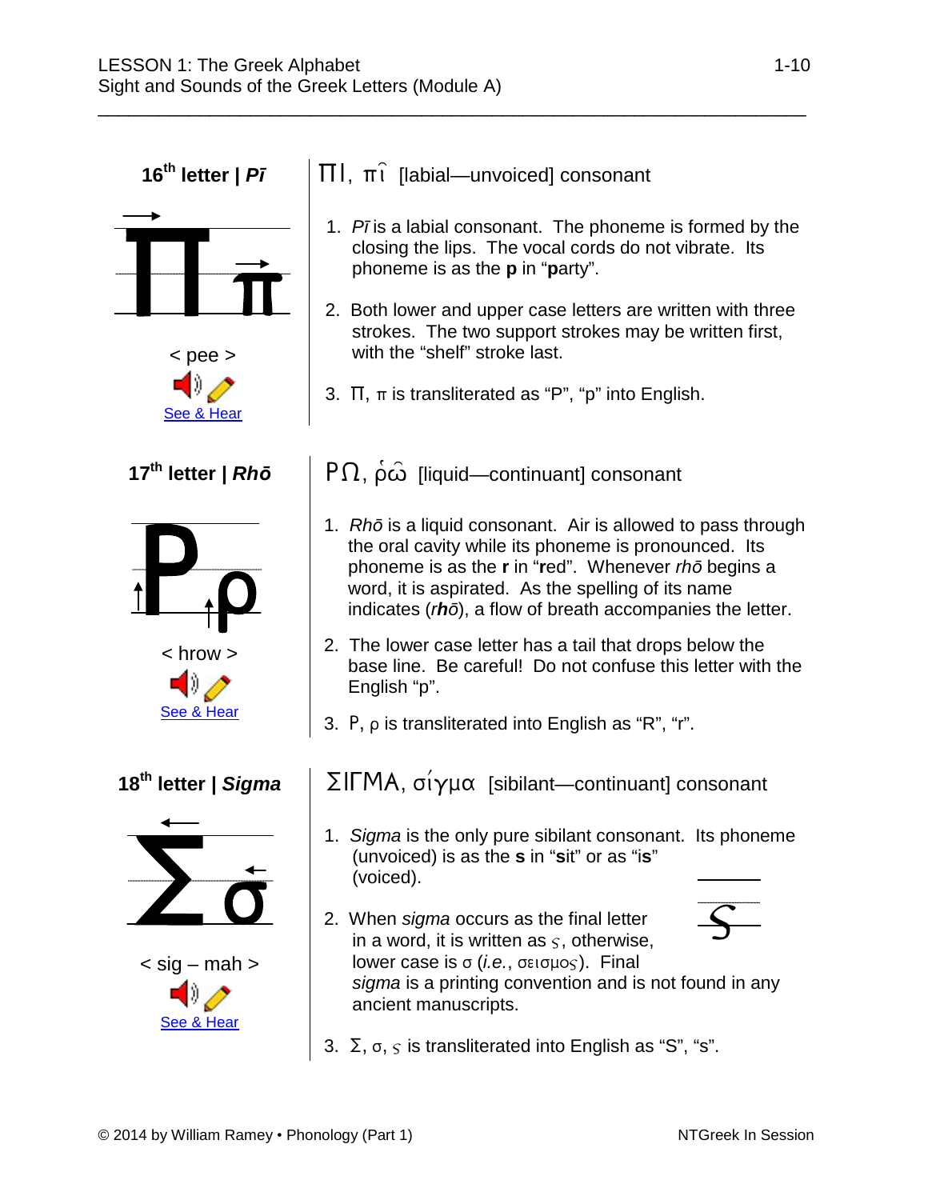### 16th letter | *Pī*

< pee >

See & Hear

ΠΙ, πῖ [labial—unvoiced] consonant

1. *Pī* is a labial consonant. The phoneme is formed by the closing the lips. The vocal cords do not vibrate. Its phoneme is as the **p** in "**p**arty".
2. Both lower and upper case letters are written with three strokes. The two support strokes may be written first, with the "shelf" stroke last.
3. Π, π is transliterated as "P", "p" into English.

### 17th letter | *Rhō*

< hrow >

See & Hear

ΡΩ, ῥῶ [liquid—continuant] consonant

1. *Rhō* is a liquid consonant. Air is allowed to pass through the oral cavity while its phoneme is pronounced. Its phoneme is as the **r** in "**r**ed". Whenever *rhō* begins a word, it is aspirated. As the spelling of its name indicates (***rh**ō*), a flow of breath accompanies the letter.
2. The lower case letter has a tail that drops below the base line. Be careful! Do not confuse this letter with the English "p".
3. Ρ, ρ is transliterated into English as "R", "r".

### 18th letter | *Sigma*

< sig – mah >

See & Hear

ΣΙΓΜΑ, σίγμα [sibilant—continuant] consonant

1. *Sigma* is the only pure sibilant consonant. Its phoneme (unvoiced) is as the **s** in "**s**it" or as "i**s**" (voiced).
2. When *sigma* occurs as the final letter in a word, it is written as ς, otherwise, lower case is σ (*i.e.*, σεισμος). Final *sigma* is a printing convention and is not found in any ancient manuscripts.
3. Σ, σ, ς is transliterated into English as "S", "s".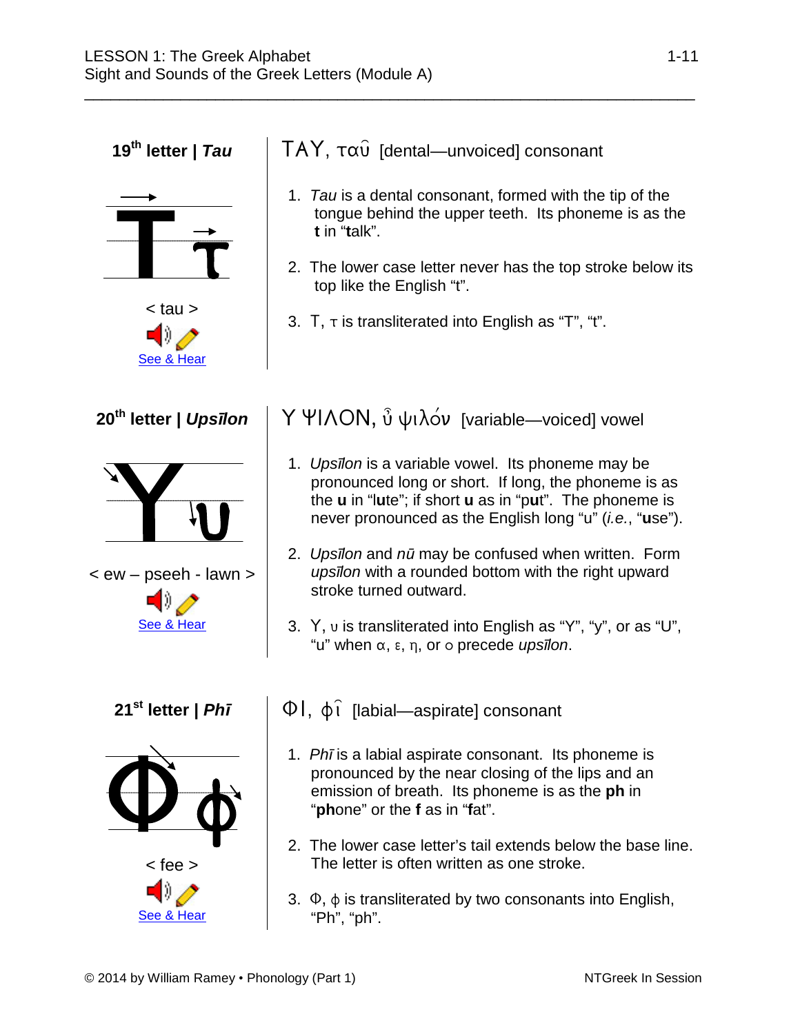## 19th letter | *Tau*

< tau >

See & Hear

### TAY, ταῦ [dental—unvoiced] consonant

1. *Tau* is a dental consonant, formed with the tip of the tongue behind the upper teeth. Its phoneme is as the **t** in "**t**alk".
2. The lower case letter never has the top stroke below its top like the English "t".
3. T, τ is transliterated into English as "T", "t".

## 20th letter | *Upsīlon*

< ew – pseeh - lawn >

See & Hear

### Y ΨΙΛΟΝ, ὖ ψιλόν [variable—voiced] vowel

1. *Upsīlon* is a variable vowel. Its phoneme may be pronounced long or short. If long, the phoneme is as the **u** in "l**u**te"; if short **u** as in "p**u**t". The phoneme is never pronounced as the English long "u" (*i.e.*, "**u**se").
2. *Upsīlon* and *nū* may be confused when written. Form *upsīlon* with a rounded bottom with the right upward stroke turned outward.
3. Y, υ is transliterated into English as "Y", "y", or as "U", "u" when α, ε, η, or ο precede *upsīlon*.

## 21st letter | *Phī*

< fee >

See & Hear

### ΦΙ, φῖ [labial—aspirate] consonant

1. *Phī* is a labial aspirate consonant. Its phoneme is pronounced by the near closing of the lips and an emission of breath. Its phoneme is as the **ph** in "**ph**one" or the **f** as in "**f**at".
2. The lower case letter's tail extends below the base line. The letter is often written as one stroke.
3. Φ, φ is transliterated by two consonants into English, "Ph", "ph".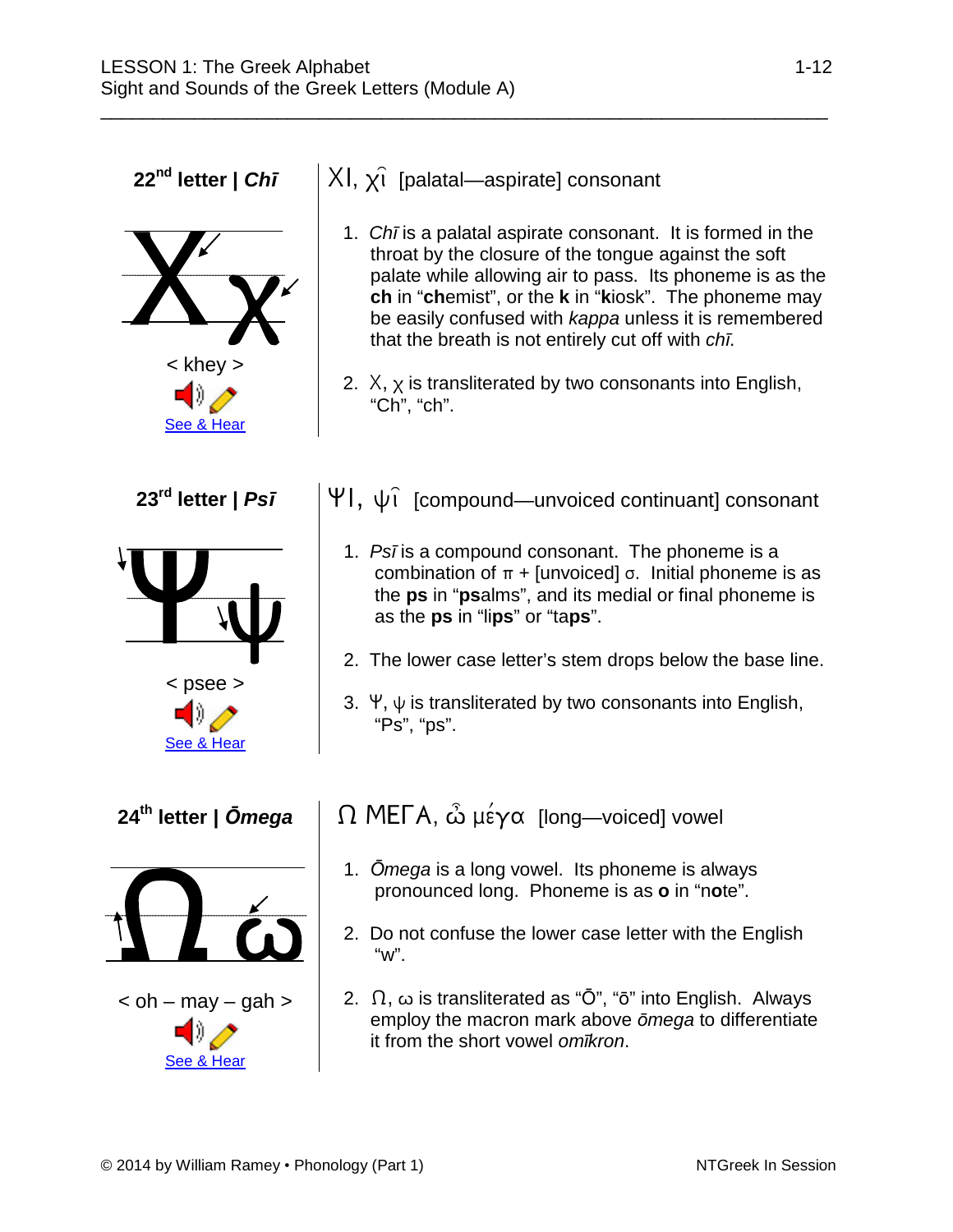**22nd letter | *Chī***

< khey >

See & Hear

## ΧΙ, χῖ [palatal—aspirate] consonant

1. *Chī* is a palatal aspirate consonant. It is formed in the throat by the closure of the tongue against the soft palate while allowing air to pass. Its phoneme is as the **ch** in "**ch**emist", or the **k** in "**k**iosk". The phoneme may be easily confused with *kappa* unless it is remembered that the breath is not entirely cut off with *chī*.

2. Χ, χ is transliterated by two consonants into English, "Ch", "ch".

**23rd letter | *Psī***

< psee >

See & Hear

## ΨΙ, ψῖ [compound—unvoiced continuant] consonant

1. *Psī* is a compound consonant. The phoneme is a combination of π + [unvoiced] σ. Initial phoneme is as the **ps** in "**ps**alms", and its medial or final phoneme is as the **ps** in "li**ps**" or "ta**ps**".

2. The lower case letter's stem drops below the base line.

3. Ψ, ψ is transliterated by two consonants into English, "Ps", "ps".

**24th letter | *Ōmega***

< oh – may – gah >

See & Hear

## Ω ΜΕΓΑ, ὦ μέγα [long—voiced] vowel

1. *Ōmega* is a long vowel. Its phoneme is always pronounced long. Phoneme is as **o** in "n**o**te".

2. Do not confuse the lower case letter with the English "w".

2. Ω, ω is transliterated as "Ō", "ō" into English. Always employ the macron mark above *ōmega* to differentiate it from the short vowel *omīkron*.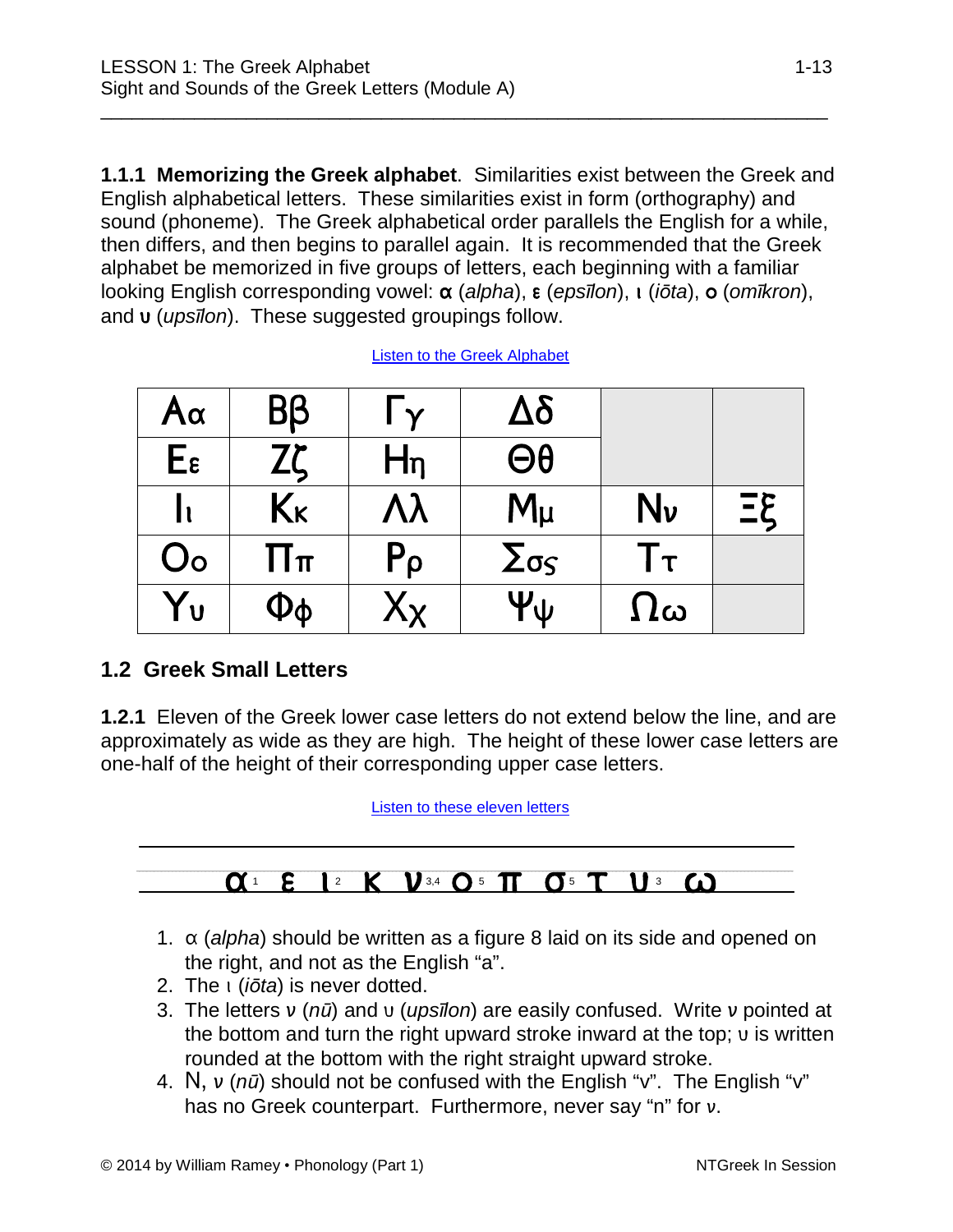**1.1.1 Memorizing the Greek alphabet**. Similarities exist between the Greek and English alphabetical letters. These similarities exist in form (orthography) and sound (phoneme). The Greek alphabetical order parallels the English for a while, then differs, and then begins to parallel again. It is recommended that the Greek alphabet be memorized in five groups of letters, each beginning with a familiar looking English corresponding vowel: **α** (*alpha*), **ε** (*epsīlon*), **ι** (*iōta*), **ο** (*omīkron*), and **υ** (*upsīlon*). These suggested groupings follow.

Listen to the Greek Alphabet

| | | | | | |
|---|---|---|---|---|---|
| Αα | Ββ | Γγ | Δδ | | |
| Εε | Ζζ | Ηη | Θθ | | |
| Ιι | Κκ | Λλ | Μμ | Νν | Ξξ |
| Οο | Ππ | Ρρ | Σσς | Ττ | |
| Υυ | Φφ | Χχ | Ψψ | Ωω | |

## 1.2 Greek Small Letters

**1.2.1** Eleven of the Greek lower case letters do not extend below the line, and are approximately as wide as they are high. The height of these lower case letters are one-half of the height of their corresponding upper case letters.

Listen to these eleven letters

α[1] ε ι[2] κ ν[3,4] ο[5] π σ[5] τ υ[3] ω

1. α (*alpha*) should be written as a figure 8 laid on its side and opened on the right, and not as the English "a".
2. The ι (*iōta*) is never dotted.
3. The letters ν (*nū*) and υ (*upsīlon*) are easily confused. Write ν pointed at the bottom and turn the right upward stroke inward at the top; υ is written rounded at the bottom with the right straight upward stroke.
4. Ν, ν (*nū*) should not be confused with the English "v". The English "v" has no Greek counterpart. Furthermore, never say "n" for ν.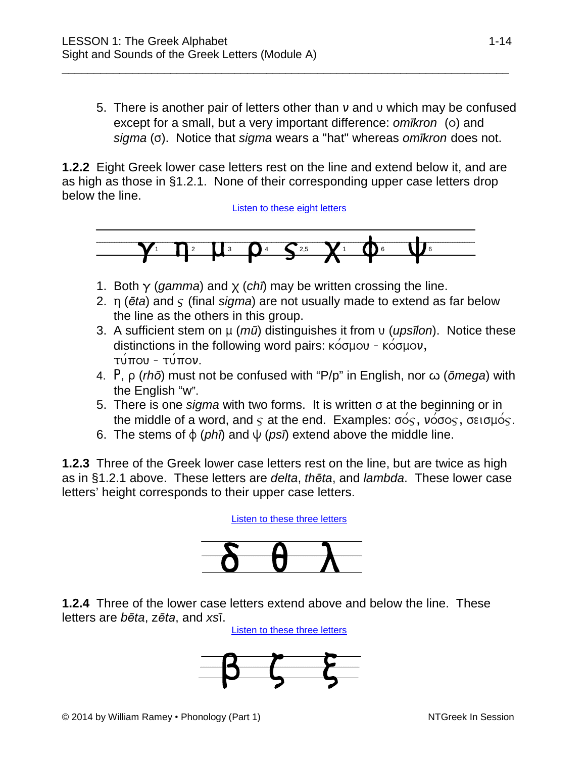5. There is another pair of letters other than ν and υ which may be confused except for a small, but a very important difference: *omīkron* (ο) and *sigma* (σ). Notice that *sigma* wears a "hat" whereas *omīkron* does not.

**1.2.2** Eight Greek lower case letters rest on the line and extend below it, and are as high as those in §1.2.1. None of their corresponding upper case letters drop below the line.

[Listen to these eight letters]

γ[1] η[2] μ[3] ρ[4] ς[2,5] χ[1] φ[6] ψ[6]

1. Both γ (*gamma*) and χ (*chī*) may be written crossing the line.
2. η (*ēta*) and ς (final *sigma*) are not usually made to extend as far below the line as the others in this group.
3. A sufficient stem on μ (*mū*) distinguishes it from υ (*upsīlon*). Notice these distinctions in the following word pairs: κόσμου - κόσμον, τύπου - τύπον.
4. Ρ, ρ (*rhō*) must not be confused with "P/p" in English, nor ω (*ōmega*) with the English "w".
5. There is one *sigma* with two forms. It is written σ at the beginning or in the middle of a word, and ς at the end. Examples: σός, νόσος, σεισμός.
6. The stems of φ (*phī*) and ψ (*psī*) extend above the middle line.

**1.2.3** Three of the Greek lower case letters rest on the line, but are twice as high as in §1.2.1 above. These letters are *delta*, *thēta*, and *lambda*. These lower case letters' height corresponds to their upper case letters.

[Listen to these three letters]

δ θ λ

**1.2.4** Three of the lower case letters extend above and below the line. These letters are *bēta*, *zēta*, and *xsī*.

[Listen to these three letters]

β ζ ξ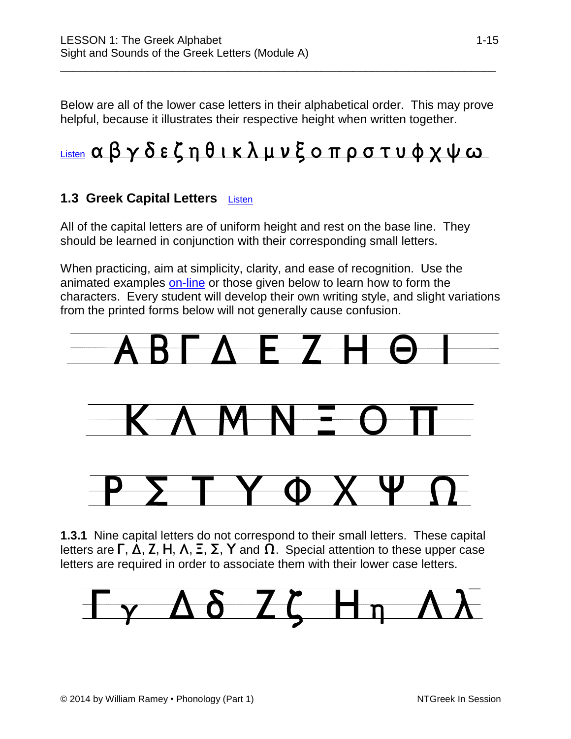Below are all of the lower case letters in their alphabetical order. This may prove helpful, because it illustrates their respective height when written together.

Listen α β γ δ ε ζ η θ ι κ λ μ ν ξ ο π ρ σ τ υ φ χ ψ ω

### 1.3 Greek Capital Letters Listen

All of the capital letters are of uniform height and rest on the base line. They should be learned in conjunction with their corresponding small letters.

When practicing, aim at simplicity, clarity, and ease of recognition. Use the animated examples on-line or those given below to learn how to form the characters. Every student will develop their own writing style, and slight variations from the printed forms below will not generally cause confusion.

Α Β Γ Δ Ε Ζ Η Θ Ι

Κ Λ Μ Ν Ξ Ο Π

Ρ Σ Τ Υ Φ Χ Ψ Ω

**1.3.1** Nine capital letters do not correspond to their small letters. These capital letters are Γ, Δ, Ζ, Η, Λ, Ξ, Σ, Υ and Ω. Special attention to these upper case letters are required in order to associate them with their lower case letters.

Γ γ Δ δ Ζ ζ Η η Λ λ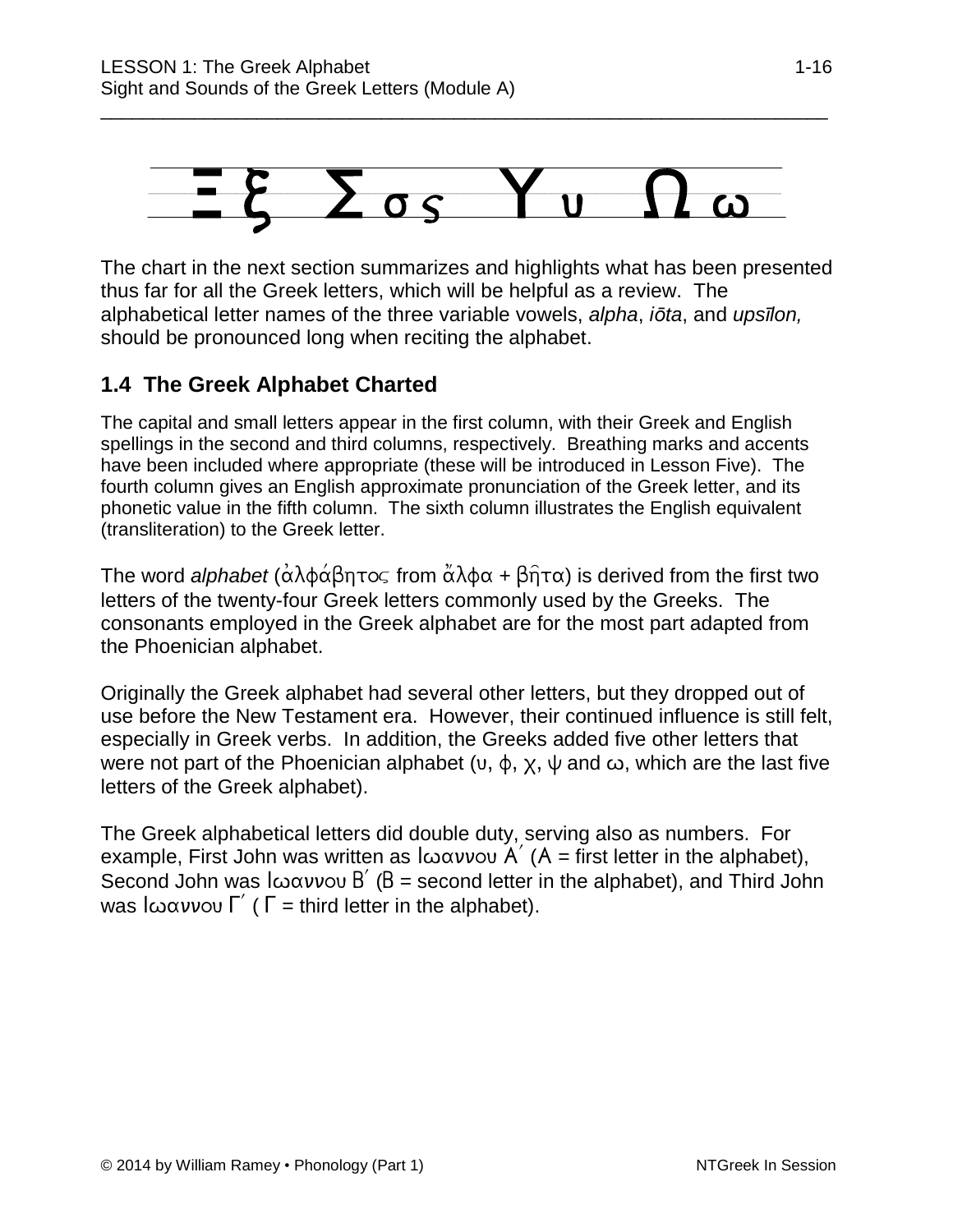Ξ ξ Σ σ ς Υ υ Ω ω

The chart in the next section summarizes and highlights what has been presented thus far for all the Greek letters, which will be helpful as a review. The alphabetical letter names of the three variable vowels, *alpha*, *iōta*, and *upsīlon,* should be pronounced long when reciting the alphabet.

## 1.4 The Greek Alphabet Charted

The capital and small letters appear in the first column, with their Greek and English spellings in the second and third columns, respectively. Breathing marks and accents have been included where appropriate (these will be introduced in Lesson Five). The fourth column gives an English approximate pronunciation of the Greek letter, and its phonetic value in the fifth column. The sixth column illustrates the English equivalent (transliteration) to the Greek letter.

The word *alphabet* (ἀλφάβητος from ἄλφα + βῆτα) is derived from the first two letters of the twenty-four Greek letters commonly used by the Greeks. The consonants employed in the Greek alphabet are for the most part adapted from the Phoenician alphabet.

Originally the Greek alphabet had several other letters, but they dropped out of use before the New Testament era. However, their continued influence is still felt, especially in Greek verbs. In addition, the Greeks added five other letters that were not part of the Phoenician alphabet (υ, φ, χ, ψ and ω, which are the last five letters of the Greek alphabet).

The Greek alphabetical letters did double duty, serving also as numbers. For example, First John was written as Ιωαννου Α´ (Α = first letter in the alphabet), Second John was Ιωαννου Β´ (Β = second letter in the alphabet), and Third John was Ιωαννου Γ´ ( Γ = third letter in the alphabet).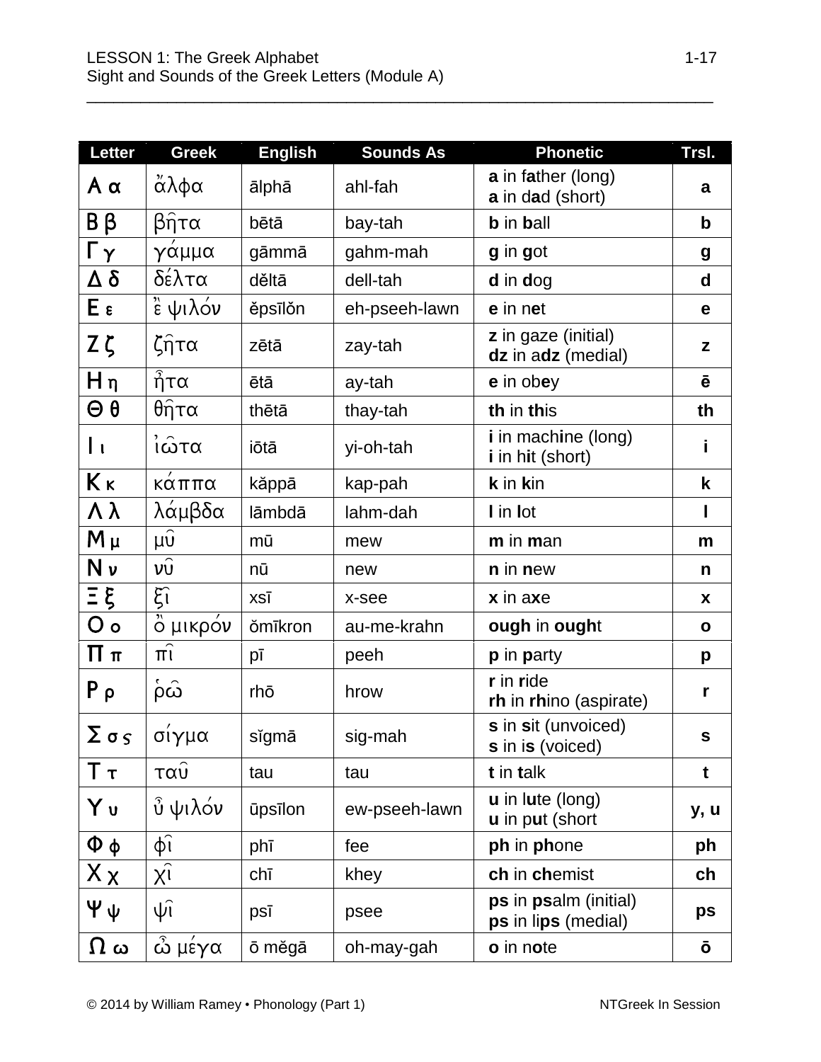| Letter | Greek | English | Sounds As | Phonetic | Trsl. |
|---|---|---|---|---|---|
| Α α | ἄλφα | ālphā | ahl-fah | **a** in f**a**ther (long)<br>**a** in d**a**d (short) | **a** |
| Β β | βῆτα | bētā | bay-tah | **b** in **b**all | **b** |
| Γ γ | γάμμα | gāmmā | gahm-mah | **g** in **g**ot | **g** |
| Δ δ | δέλτα | dĕltā | dell-tah | **d** in **d**og | **d** |
| Ε ε | ἒ ψιλόν | ĕpsīlŏn | eh-pseeh-lawn | **e** in n**e**t | **e** |
| Ζ ζ | ζῆτα | zētā | zay-tah | **z** in gaze (initial)<br>**dz** in a**dz** (medial) | **z** |
| Η η | ἦτα | ētā | ay-tah | **e** in ob**e**y | **ē** |
| Θ θ | θῆτα | thētā | thay-tah | **th** in **th**is | **th** |
| Ι ι | ἰῶτα | iōtā | yi-oh-tah | **i** in mach**i**ne (long)<br>**i** in h**i**t (short) | **i** |
| Κ κ | κάππα | kăppā | kap-pah | **k** in **k**in | **k** |
| Λ λ | λάμβδα | lāmbdā | lahm-dah | **l** in **l**ot | **l** |
| Μ μ | μῦ | mū | mew | **m** in **m**an | **m** |
| Ν ν | νῦ | nū | new | **n** in **n**ew | **n** |
| Ξ ξ | ξῖ | xsī | x-see | **x** in a**x**e | **x** |
| Ο ο | ὂ μικρόν | ŏmīkron | au-me-krahn | **ough** in **ough**t | **o** |
| Π π | πῖ | pī | peeh | **p** in **p**arty | **p** |
| Ρ ρ | ῥῶ | rhō | hrow | **r** in **r**ide<br>**rh** in **rh**ino (aspirate) | **r** |
| Σ σ ς | σίγμα | sĭgmā | sig-mah | **s** in **s**it (unvoiced)<br>**s** in i**s** (voiced) | **s** |
| Τ τ | ταῦ | tau | tau | **t** in **t**alk | **t** |
| Υ υ | ὖ ψιλόν | ūpsīlon | ew-pseeh-lawn | **u** in l**u**te (long)<br>**u** in p**u**t (short | **y, u** |
| Φ φ | φῖ | phī | fee | **ph** in **ph**one | **ph** |
| Χ χ | χῖ | chī | khey | **ch** in **ch**emist | **ch** |
| Ψ ψ | ψῖ | psī | psee | **ps** in **ps**alm (initial)<br>**ps** in li**ps** (medial) | **ps** |
| Ω ω | ὦ μέγα | ō mĕgā | oh-may-gah | **o** in n**o**te | **ō** |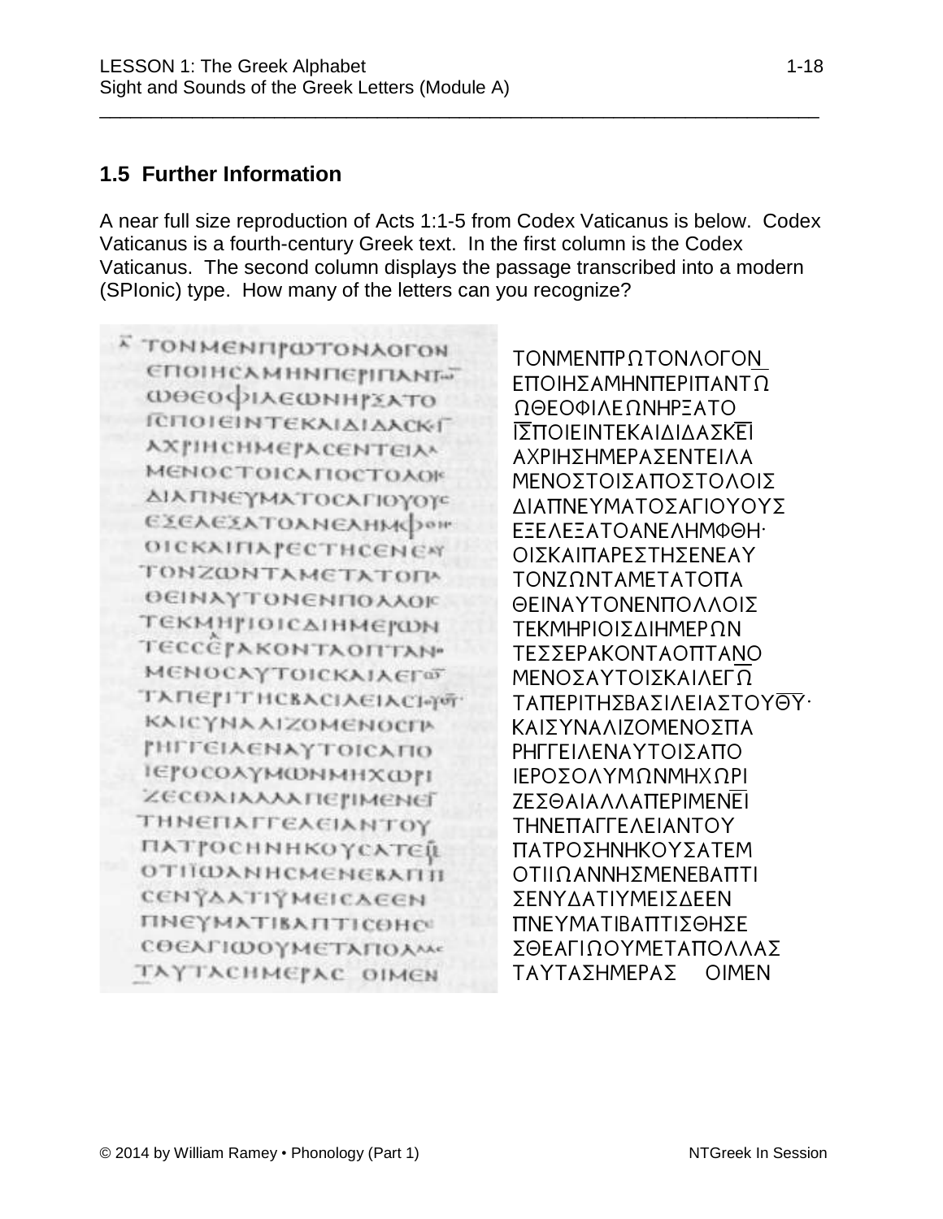## 1.5 Further Information

A near full size reproduction of Acts 1:1-5 from Codex Vaticanus is below. Codex Vaticanus is a fourth-century Greek text. In the first column is the Codex Vaticanus. The second column displays the passage transcribed into a modern (SPIonic) type. How many of the letters can you recognize?

ΤΟΝΜΕΝΠΡΩΤΟΝΛΟΓΟΝ
ΕΠΟΙΗΣΑΜΗΝΠΕΡΙΠΑΝΤΩ
ΩΘΕΟΦΙΛΕΩΝΗΡΞΑΤΟ
ΙΣΠΟΙΕΙΝΤΕΚΑΙΔΙΔΑΣΚΕΙ
ΑΧΡΙΗΣΗΜΕΡΑΣΕΝΤΕΙΛΑ
ΜΕΝΟΣΤΟΙΣΑΠΟΣΤΟΛΟΙΣ
ΔΙΑΠΝΕΥΜΑΤΟΣΑΓΙΟΥΟΥΣ
ΕΞΕΛΕΞΑΤΟΑΝΕΛΗΜΦΘΗ·
ΟΙΣΚΑΙΠΑΡΕΣΤΗΣΕΝΕΑΥ
ΤΟΝΖΩΝΤΑΜΕΤΑΤΟΠΑ
ΘΕΙΝΑΥΤΟΝΕΝΠΟΛΛΟΙΣ
ΤΕΚΜΗΡΙΟΙΣΔΙΗΜΕΡΩΝ
ΤΕΣΣΕΡΑΚΟΝΤΑΟΠΤΑΝΟ
ΜΕΝΟΣΑΥΤΟΙΣΚΑΙΛΕΓΩ
ΤΑΠΕΡΙΤΗΣΒΑΣΙΛΕΙΑΣΤΟΥΘΥ·
ΚΑΙΣΥΝΑΛΙΖΟΜΕΝΟΣΠΑ
ΡΗΓΓΕΙΛΕΝΑΥΤΟΙΣΑΠΟ
ΙΕΡΟΣΟΛΥΜΩΝΜΗΧΩΡΙ
ΖΕΣΘΑΙΑΛΛΑΠΕΡΙΜΕΝΕΙ
ΤΗΝΕΠΑΓΓΕΛΕΙΑΝΤΟΥ
ΠΑΤΡΟΣΗΝΗΚΟΥΣΑΤΕΜ
ΟΤΙΙΩΑΝΝΗΣΜΕΝΕΒΑΠΤΙ
ΣΕΝΥΔΑΤΙΥΜΕΙΣΔΕΕΝ
ΠΝΕΥΜΑΤΙΒΑΠΤΙΣΘΗΣΕ
ΣΘΕΑΓΙΩΟΥΜΕΤΑΠΟΛΛΑΣ
ΤΑΥΤΑΣΗΜΕΡΑΣ ΟΙΜΕΝ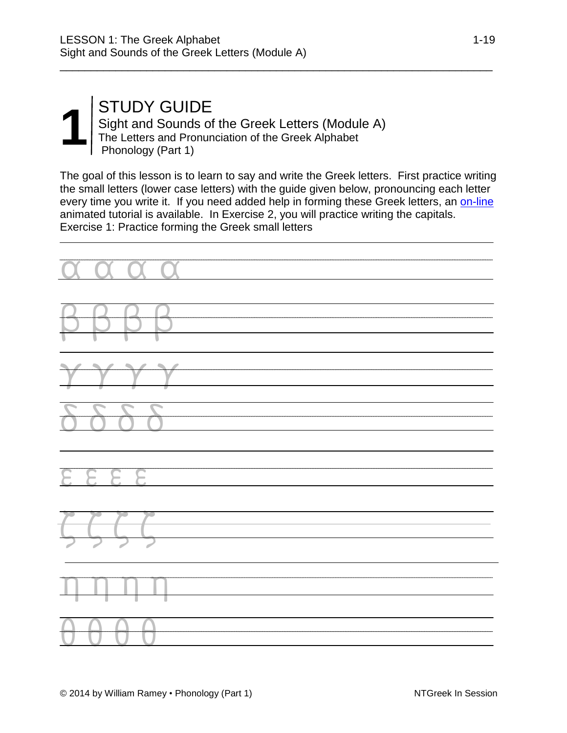# 1 STUDY GUIDE

## Sight and Sounds of the Greek Letters (Module A)

### The Letters and Pronunciation of the Greek Alphabet

Phonology (Part 1)

The goal of this lesson is to learn to say and write the Greek letters. First practice writing the small letters (lower case letters) with the guide given below, pronouncing each letter every time you write it. If you need added help in forming these Greek letters, an on-line animated tutorial is available. In Exercise 2, you will practice writing the capitals.

Exercise 1: Practice forming the Greek small letters

α α α α

β β β β

γ γ γ γ

δ δ δ δ

ε ε ε ε

ζ ζ ζ ζ

η η η η

θ θ θ θ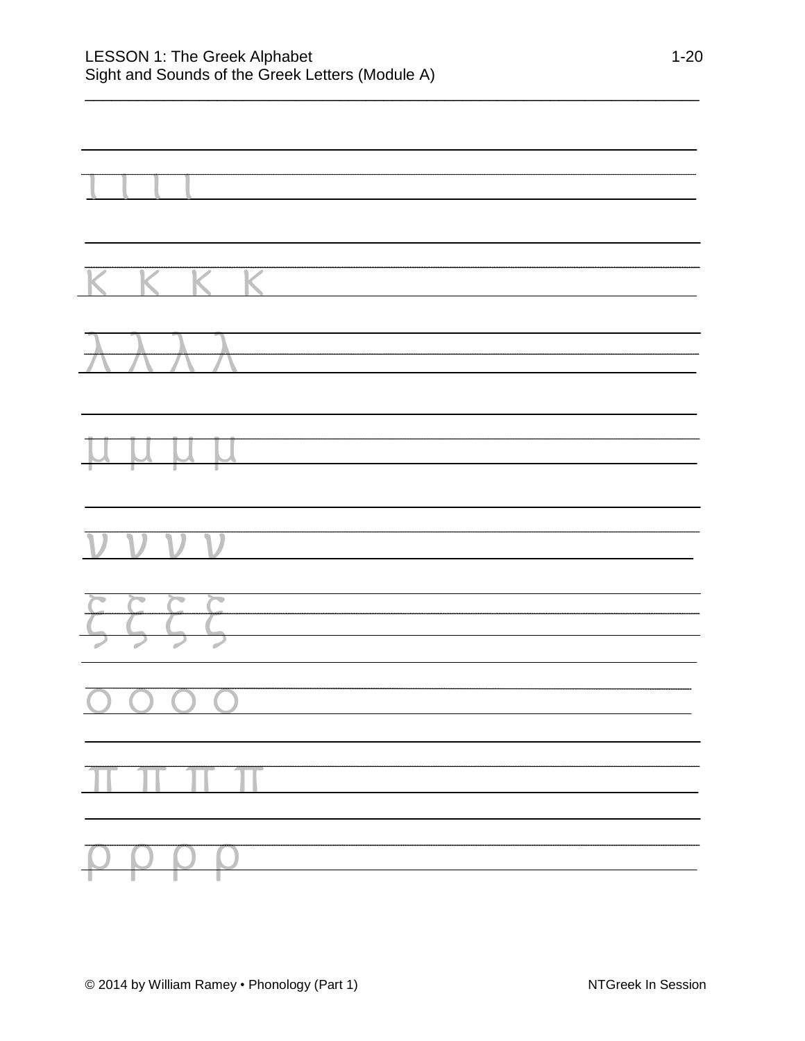ι ι ι ι

κ κ κ κ

λ λ λ λ

μ μ μ μ

ν ν ν ν

ξ ξ ξ ξ

ο ο ο ο

π π π π

ρ ρ ρ ρ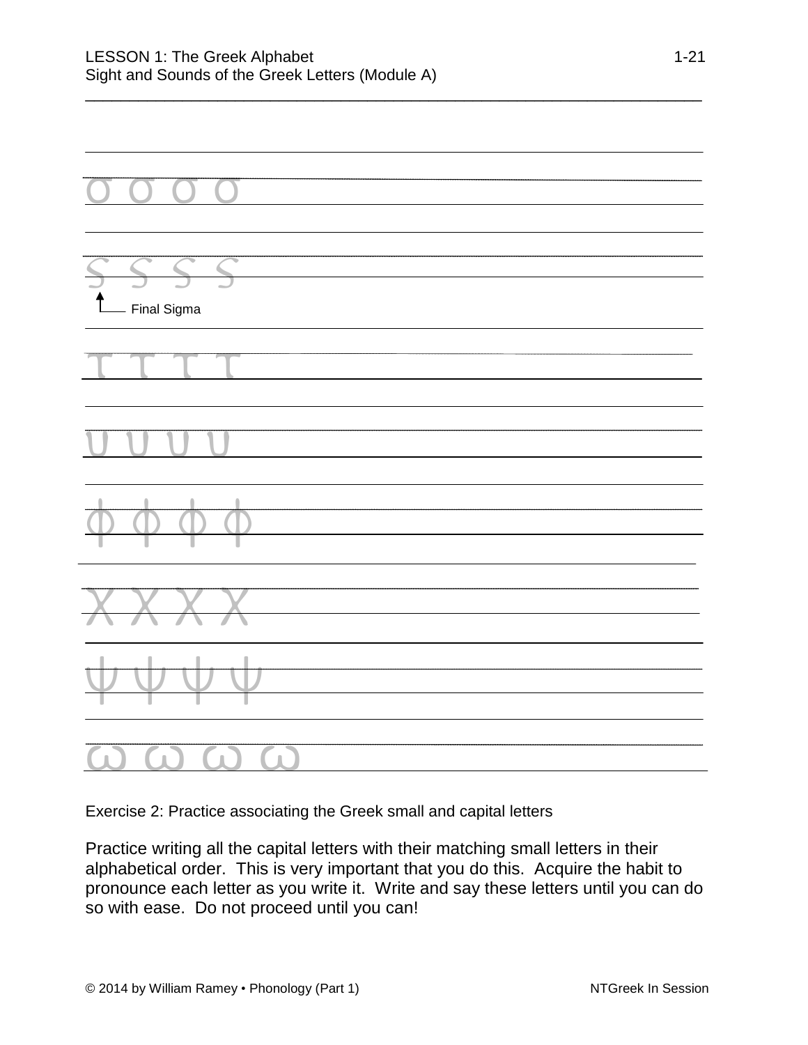σ σ σ σ

ς ς ς ς

Final Sigma

τ τ τ τ

υ υ υ υ

φ φ φ φ

χ χ χ χ

ψ ψ ψ ψ

ω ω ω ω

Exercise 2: Practice associating the Greek small and capital letters

Practice writing all the capital letters with their matching small letters in their alphabetical order. This is very important that you do this. Acquire the habit to pronounce each letter as you write it. Write and say these letters until you can do so with ease. Do not proceed until you can!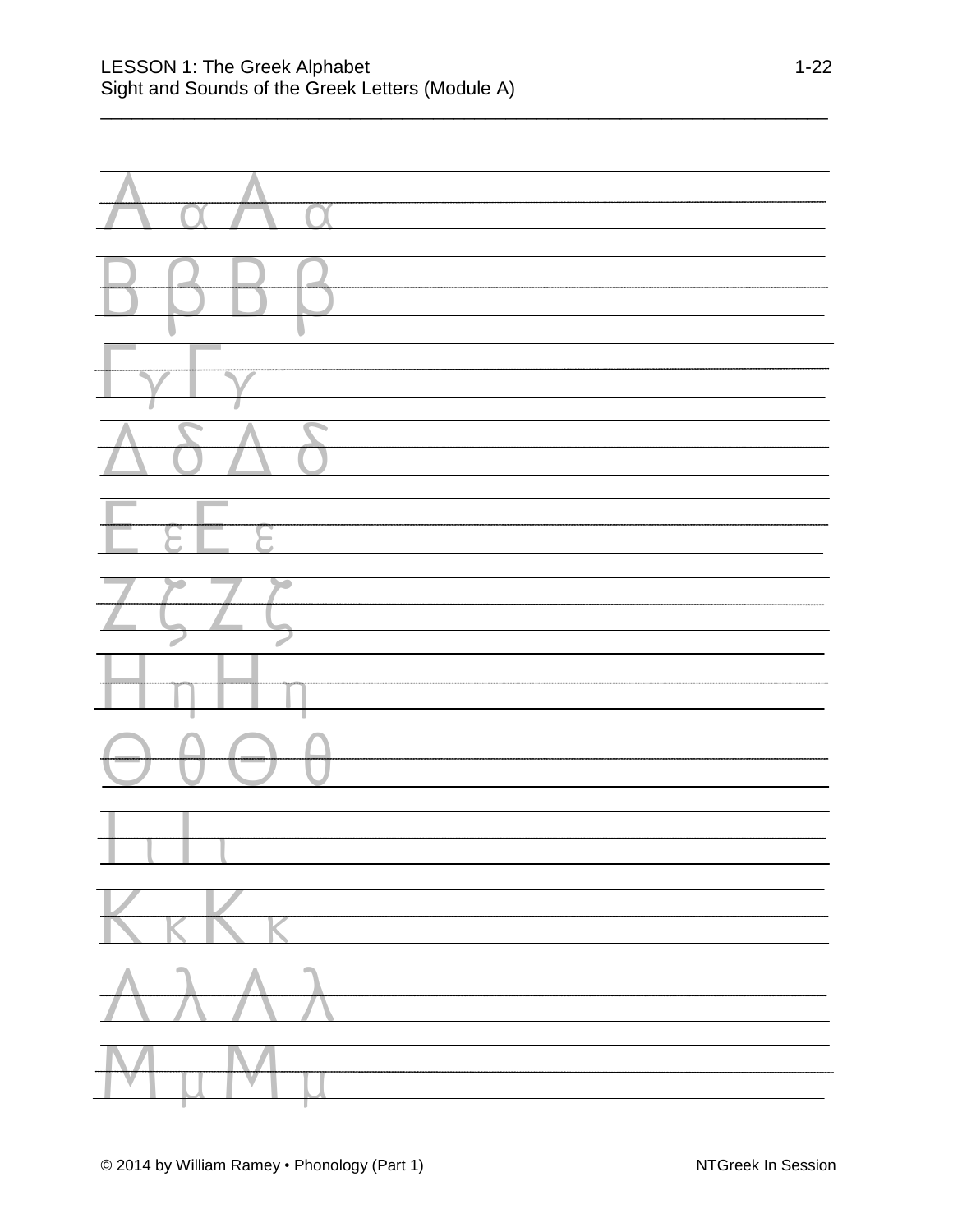Α α Α α

Β β Β β

Γ γ Γ γ

Δ δ Δ δ

Ε ε Ε ε

Ζ ζ Ζ ζ

Η η Η η

Θ θ Θ θ

Ι ι Ι ι

Κ κ Κ κ

Λ λ Λ λ

Μ μ Μ μ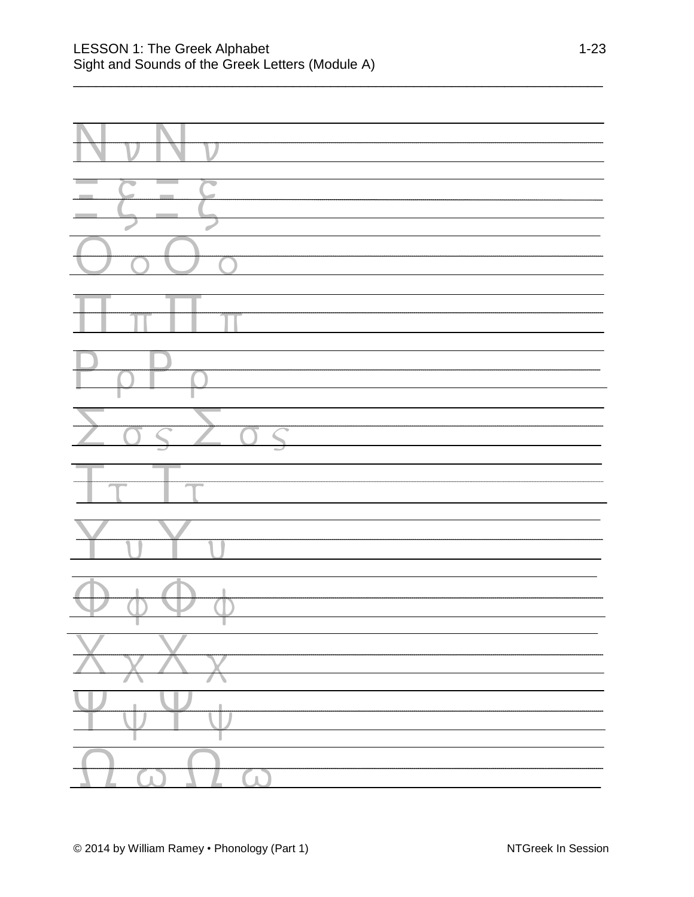Ν ν Ν ν

Ξ ξ Ξ ξ

Ο ο Ο ο

Π π Π π

Ρ ρ Ρ ρ

Σ σ ς Σ σ ς

Τ τ Τ τ

Υ υ Υ υ

Φ φ Φ φ

Χ χ Χ χ

Ψ ψ Ψ ψ

Ω ω Ω ω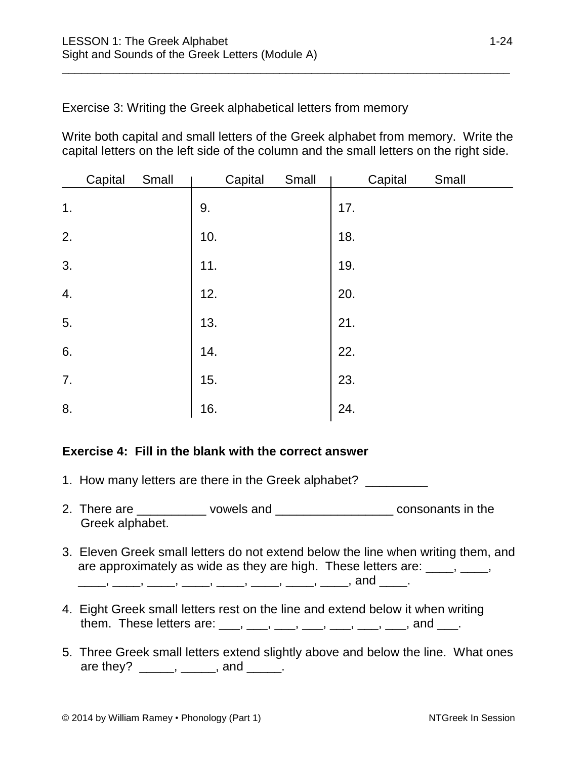Exercise 3: Writing the Greek alphabetical letters from memory

Write both capital and small letters of the Greek alphabet from memory. Write the capital letters on the left side of the column and the small letters on the right side.

| Capital | Small | Capital | Small | Capital | Small |
|---|---|---|---|---|---|
| 1. | | 9. | | 17. | |
| 2. | | 10. | | 18. | |
| 3. | | 11. | | 19. | |
| 4. | | 12. | | 20. | |
| 5. | | 13. | | 21. | |
| 6. | | 14. | | 22. | |
| 7. | | 15. | | 23. | |
| 8. | | 16. | | 24. | |

**Exercise 4: Fill in the blank with the correct answer**

1. How many letters are there in the Greek alphabet? _________

2. There are __________ vowels and _________________ consonants in the Greek alphabet.

3. Eleven Greek small letters do not extend below the line when writing them, and are approximately as wide as they are high. These letters are: ____, ____, ____, ____, ____, ____, ____, ____, ____, ____, and ____.

4. Eight Greek small letters rest on the line and extend below it when writing them. These letters are: ___, ___, ___, ___, ___, ___, ___, and ___.

5. Three Greek small letters extend slightly above and below the line. What ones are they? _____, _____, and _____.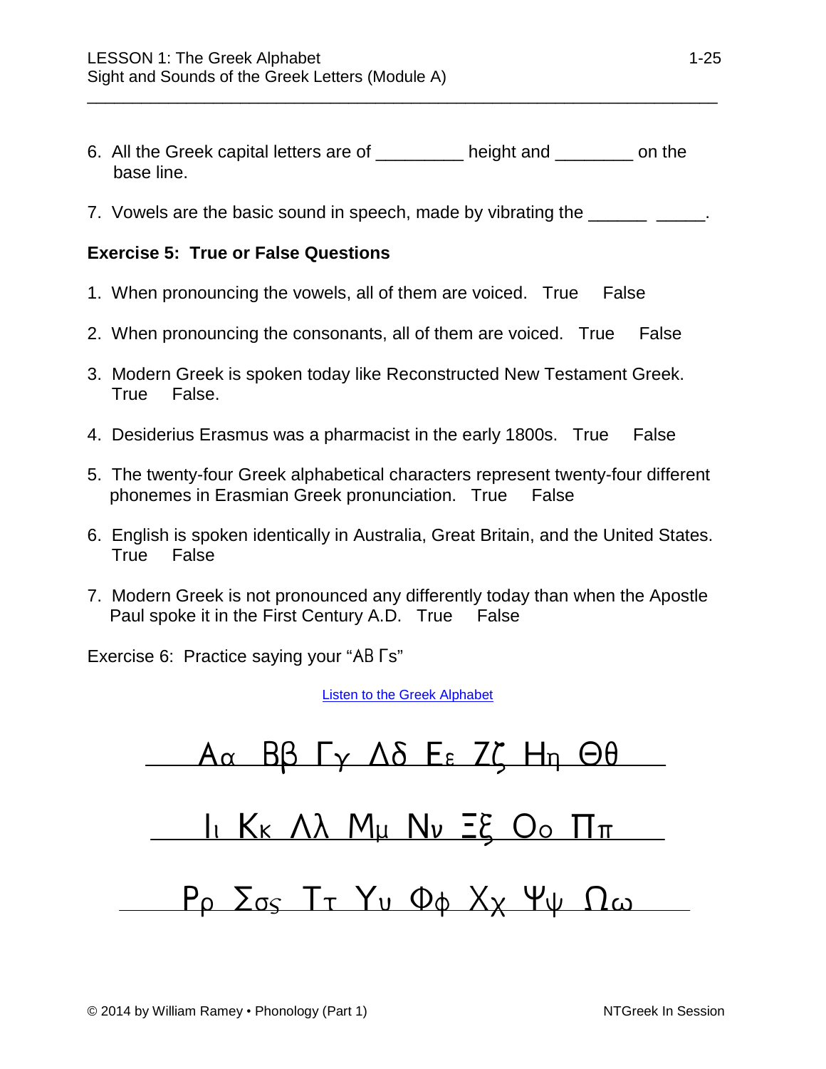6. All the Greek capital letters are of _________ height and ________ on the base line.

7. Vowels are the basic sound in speech, made by vibrating the ______ _____.

**Exercise 5: True or False Questions**

1. When pronouncing the vowels, all of them are voiced. True False

2. When pronouncing the consonants, all of them are voiced. True False

3. Modern Greek is spoken today like Reconstructed New Testament Greek. True False.

4. Desiderius Erasmus was a pharmacist in the early 1800s. True False

5. The twenty-four Greek alphabetical characters represent twenty-four different phonemes in Erasmian Greek pronunciation. True False

6. English is spoken identically in Australia, Great Britain, and the United States. True False

7. Modern Greek is not pronounced any differently today than when the Apostle Paul spoke it in the First Century A.D. True False

Exercise 6: Practice saying your "AB Γs"

[Listen to the Greek Alphabet]

Αα Ββ Γγ Δδ Εε Ζζ Ηη Θθ

Ιι Κκ Λλ Μμ Νν Ξξ Οο Ππ

Ρρ Σσς Ττ Υυ Φφ Χχ Ψψ Ωω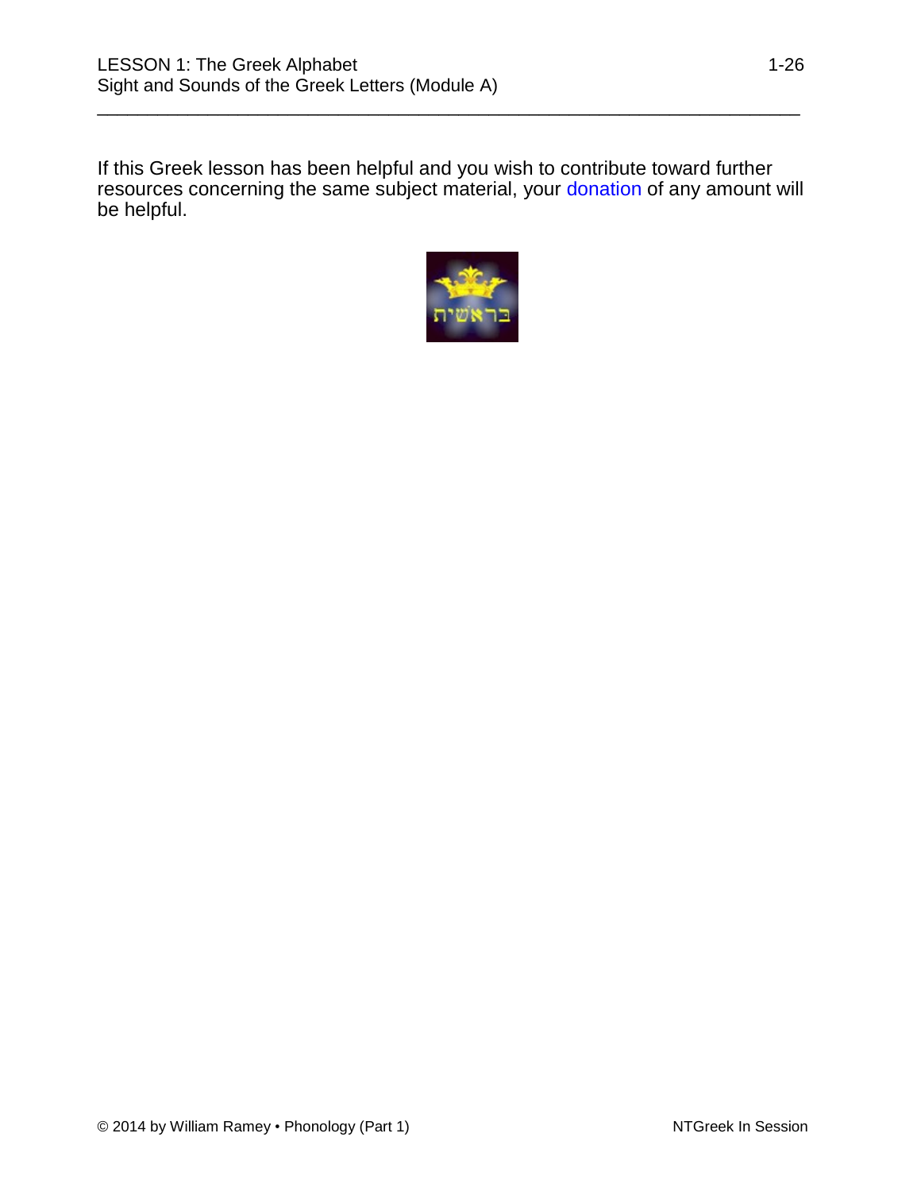If this Greek lesson has been helpful and you wish to contribute toward further resources concerning the same subject material, your donation of any amount will be helpful.